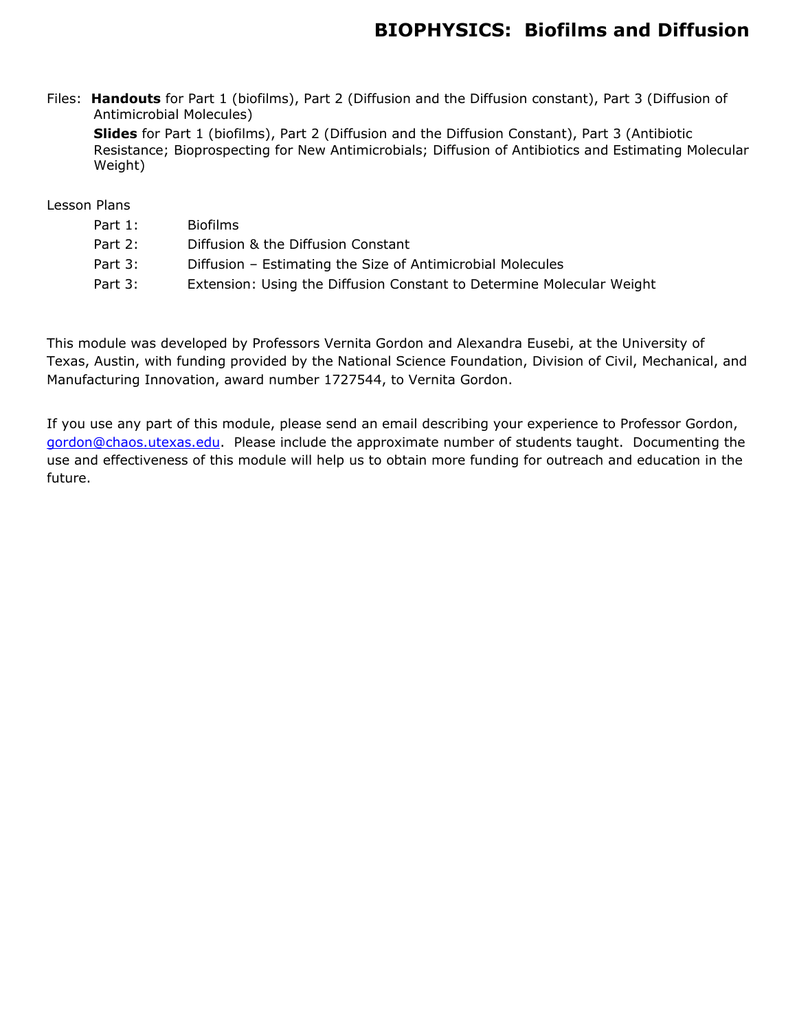# BIOPHYSICS: Biofilms and Diffusion

Files: **Handouts** for Part 1 (biofilms), Part 2 (Diffusion and the Diffusion constant), Part 3 (Diffusion of Antimicrobial Molecules)

**Slides** for Part 1 (biofilms), Part 2 (Diffusion and the Diffusion Constant), Part 3 (Antibiotic Resistance; Bioprospecting for New Antimicrobials; Diffusion of Antibiotics and Estimating Molecular Weight)

Lesson Plans

- Part 1: Biofilms
- Part 2: Diffusion & the Diffusion Constant
- Part 3: Diffusion – Estimating the Size of Antimicrobial Molecules
- Part 3: Extension: Using the Diffusion Constant to Determine Molecular Weight

This module was developed by Professors Vernita Gordon and Alexandra Eusebi, at the University of Texas, Austin, with funding provided by the National Science Foundation, Division of Civil, Mechanical, and Manufacturing Innovation, award number 1727544, to Vernita Gordon.

If you use any part of this module, please send an email describing your experience to Professor Gordon, gordon@chaos.utexas.edu. Please include the approximate number of students taught. Documenting the use and effectiveness of this module will help us to obtain more funding for outreach and education in the future.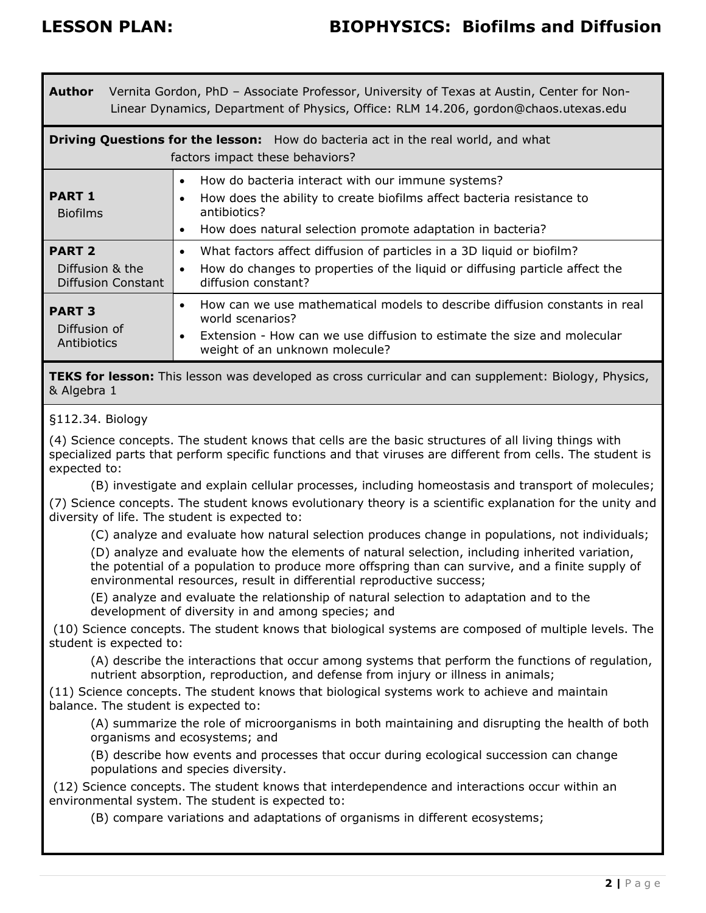# LESSON PLAN: BIOPHYSICS: Biofilms and Diffusion

**Author** Vernita Gordon, PhD – Associate Professor, University of Texas at Austin, Center for Non-Linear Dynamics, Department of Physics, Office: RLM 14.206, gordon@chaos.utexas.edu

**Driving Questions for the lesson:** How do bacteria act in the real world, and what factors impact these behaviors?

| | |
|---|---|
| **PART 1** Biofilms | • How do bacteria interact with our immune systems?<br>• How does the ability to create biofilms affect bacteria resistance to antibiotics?<br>• How does natural selection promote adaptation in bacteria? |
| **PART 2** Diffusion & the Diffusion Constant | • What factors affect diffusion of particles in a 3D liquid or biofilm?<br>• How do changes to properties of the liquid or diffusing particle affect the diffusion constant? |
| **PART 3** Diffusion of Antibiotics | • How can we use mathematical models to describe diffusion constants in real world scenarios?<br>• Extension - How can we use diffusion to estimate the size and molecular weight of an unknown molecule? |

**TEKS for lesson:** This lesson was developed as cross curricular and can supplement: Biology, Physics, & Algebra 1

§112.34. Biology

(4) Science concepts. The student knows that cells are the basic structures of all living things with specialized parts that perform specific functions and that viruses are different from cells. The student is expected to:

(B) investigate and explain cellular processes, including homeostasis and transport of molecules;

(7) Science concepts. The student knows evolutionary theory is a scientific explanation for the unity and diversity of life. The student is expected to:

(C) analyze and evaluate how natural selection produces change in populations, not individuals;

(D) analyze and evaluate how the elements of natural selection, including inherited variation, the potential of a population to produce more offspring than can survive, and a finite supply of environmental resources, result in differential reproductive success;

(E) analyze and evaluate the relationship of natural selection to adaptation and to the development of diversity in and among species; and

(10) Science concepts. The student knows that biological systems are composed of multiple levels. The student is expected to:

(A) describe the interactions that occur among systems that perform the functions of regulation, nutrient absorption, reproduction, and defense from injury or illness in animals;

(11) Science concepts. The student knows that biological systems work to achieve and maintain balance. The student is expected to:

(A) summarize the role of microorganisms in both maintaining and disrupting the health of both organisms and ecosystems; and

(B) describe how events and processes that occur during ecological succession can change populations and species diversity.

(12) Science concepts. The student knows that interdependence and interactions occur within an environmental system. The student is expected to:

(B) compare variations and adaptations of organisms in different ecosystems;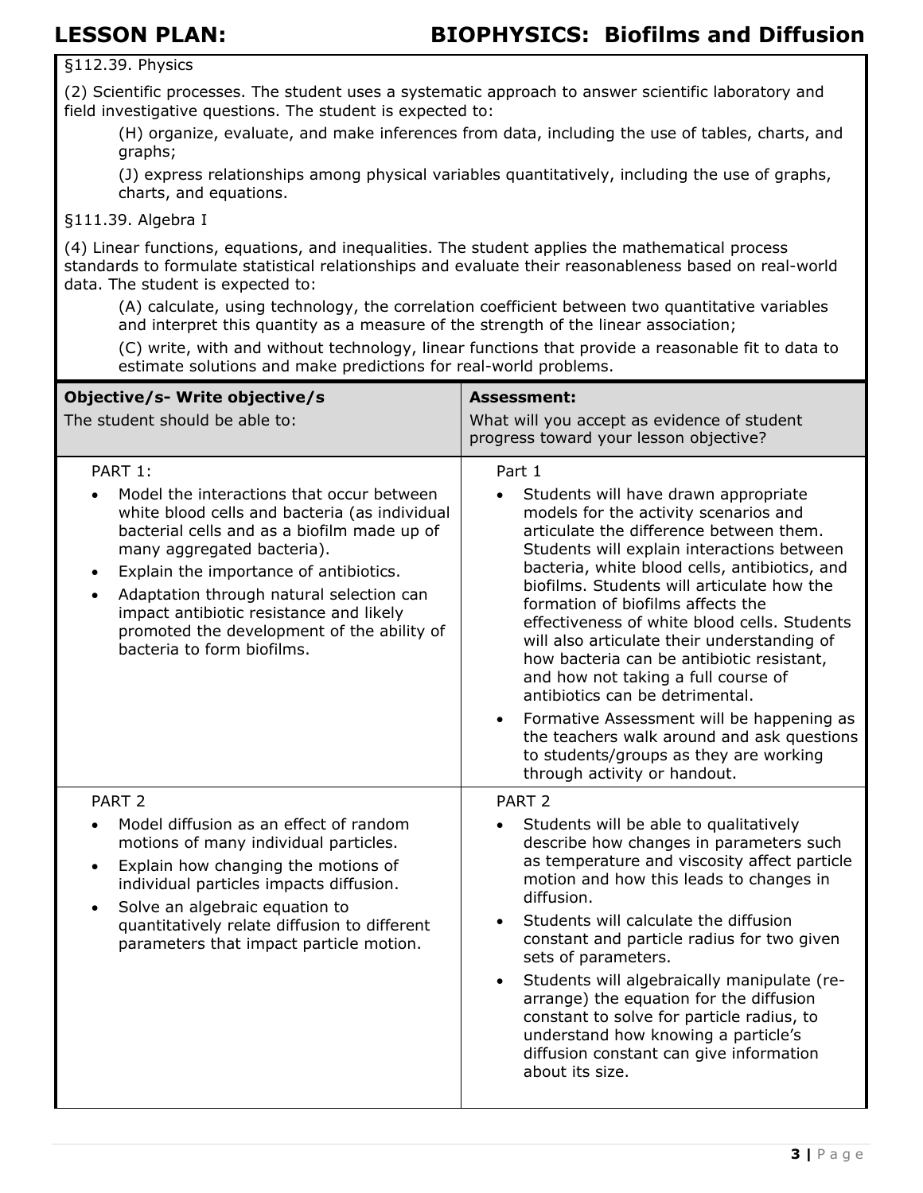# LESSON PLAN: BIOPHYSICS: Biofilms and Diffusion

§112.39. Physics

(2) Scientific processes. The student uses a systematic approach to answer scientific laboratory and field investigative questions. The student is expected to:

> (H) organize, evaluate, and make inferences from data, including the use of tables, charts, and graphs;
>
> (J) express relationships among physical variables quantitatively, including the use of graphs, charts, and equations.

§111.39. Algebra I

(4) Linear functions, equations, and inequalities. The student applies the mathematical process standards to formulate statistical relationships and evaluate their reasonableness based on real-world data. The student is expected to:

> (A) calculate, using technology, the correlation coefficient between two quantitative variables and interpret this quantity as a measure of the strength of the linear association;
>
> (C) write, with and without technology, linear functions that provide a reasonable fit to data to estimate solutions and make predictions for real-world problems.

| **Objective/s- Write objective/s**<br>The student should be able to: | **Assessment:**<br>What will you accept as evidence of student progress toward your lesson objective? |
|---|---|
| PART 1:<br>• Model the interactions that occur between white blood cells and bacteria (as individual bacterial cells and as a biofilm made up of many aggregated bacteria).<br>• Explain the importance of antibiotics.<br>• Adaptation through natural selection can impact antibiotic resistance and likely promoted the development of the ability of bacteria to form biofilms. | Part 1<br>• Students will have drawn appropriate models for the activity scenarios and articulate the difference between them. Students will explain interactions between bacteria, white blood cells, antibiotics, and biofilms. Students will articulate how the formation of biofilms affects the effectiveness of white blood cells. Students will also articulate their understanding of how bacteria can be antibiotic resistant, and how not taking a full course of antibiotics can be detrimental.<br>• Formative Assessment will be happening as the teachers walk around and ask questions to students/groups as they are working through activity or handout. |
| PART 2<br>• Model diffusion as an effect of random motions of many individual particles.<br>• Explain how changing the motions of individual particles impacts diffusion.<br>• Solve an algebraic equation to quantitatively relate diffusion to different parameters that impact particle motion. | PART 2<br>• Students will be able to qualitatively describe how changes in parameters such as temperature and viscosity affect particle motion and how this leads to changes in diffusion.<br>• Students will calculate the diffusion constant and particle radius for two given sets of parameters.<br>• Students will algebraically manipulate (re-arrange) the equation for the diffusion constant to solve for particle radius, to understand how knowing a particle's diffusion constant can give information about its size. |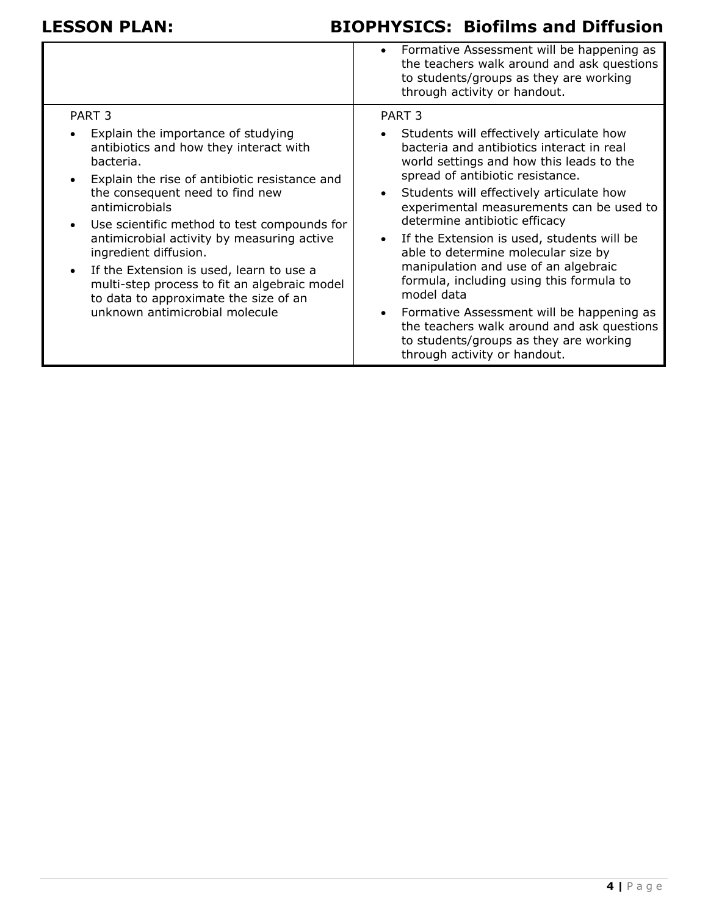| | |
|---|---|
| | • Formative Assessment will be happening as the teachers walk around and ask questions to students/groups as they are working through activity or handout. |
| PART 3<br>• Explain the importance of studying antibiotics and how they interact with bacteria.<br>• Explain the rise of antibiotic resistance and the consequent need to find new antimicrobials<br>• Use scientific method to test compounds for antimicrobial activity by measuring active ingredient diffusion.<br>• If the Extension is used, learn to use a multi-step process to fit an algebraic model to data to approximate the size of an unknown antimicrobial molecule | PART 3<br>• Students will effectively articulate how bacteria and antibiotics interact in real world settings and how this leads to the spread of antibiotic resistance.<br>• Students will effectively articulate how experimental measurements can be used to determine antibiotic efficacy<br>• If the Extension is used, students will be able to determine molecular size by manipulation and use of an algebraic formula, including using this formula to model data<br>• Formative Assessment will be happening as the teachers walk around and ask questions to students/groups as they are working through activity or handout. |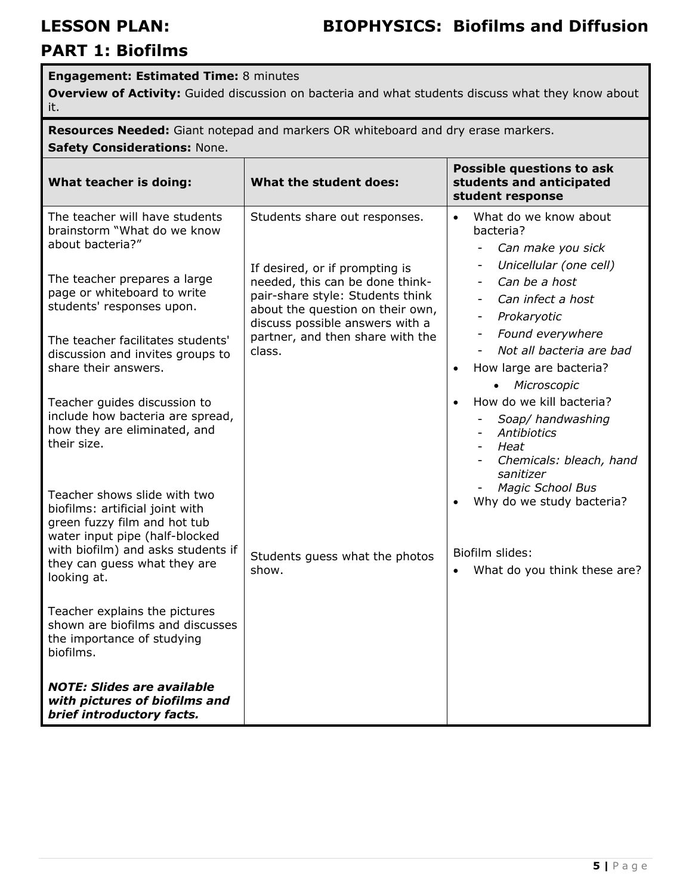# LESSON PLAN: BIOPHYSICS: Biofilms and Diffusion

## PART 1: Biofilms

**Engagement: Estimated Time:** 8 minutes

**Overview of Activity:** Guided discussion on bacteria and what students discuss what they know about it.

**Resources Needed:** Giant notepad and markers OR whiteboard and dry erase markers.

**Safety Considerations:** None.

| What teacher is doing: | What the student does: | Possible questions to ask students and anticipated student response |
|---|---|---|
| The teacher will have students brainstorm "What do we know about bacteria?"<br><br>The teacher prepares a large page or whiteboard to write students' responses upon.<br><br>The teacher facilitates students' discussion and invites groups to share their answers.<br><br>Teacher guides discussion to include how bacteria are spread, how they are eliminated, and their size. | Students share out responses.<br><br>If desired, or if prompting is needed, this can be done think-pair-share style: Students think about the question on their own, discuss possible answers with a partner, and then share with the class. | • What do we know about bacteria?<br>- *Can make you sick*<br>- *Unicellular (one cell)*<br>- *Can be a host*<br>- *Can infect a host*<br>- *Prokaryotic*<br>- *Found everywhere*<br>- *Not all bacteria are bad*<br>• How large are bacteria?<br>• *Microscopic*<br>• How do we kill bacteria?<br>- *Soap/ handwashing*<br>- *Antibiotics*<br>- *Heat*<br>- *Chemicals: bleach, hand sanitizer*<br>- *Magic School Bus*<br>• Why do we study bacteria? |
| Teacher shows slide with two biofilms: artificial joint with green fuzzy film and hot tub water input pipe (half-blocked with biofilm) and asks students if they can guess what they are looking at.<br><br>Teacher explains the pictures shown are biofilms and discusses the importance of studying biofilms.<br><br>***NOTE: Slides are available with pictures of biofilms and brief introductory facts.*** | Students guess what the photos show. | Biofilm slides:<br>• What do you think these are? |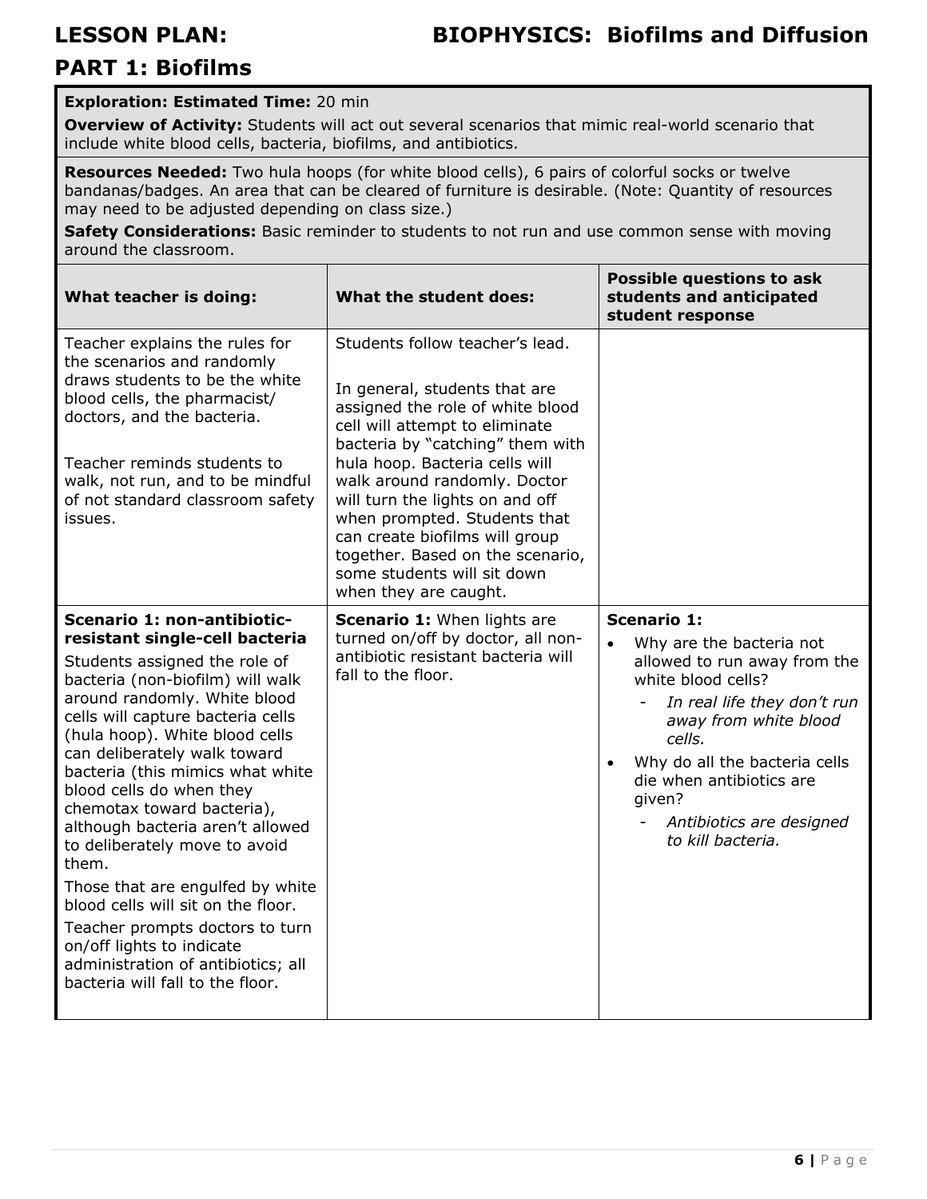# LESSON PLAN: BIOPHYSICS: Biofilms and Diffusion

## PART 1: Biofilms

**Exploration: Estimated Time:** 20 min

**Overview of Activity:** Students will act out several scenarios that mimic real-world scenario that include white blood cells, bacteria, biofilms, and antibiotics.

**Resources Needed:** Two hula hoops (for white blood cells), 6 pairs of colorful socks or twelve bandanas/badges. An area that can be cleared of furniture is desirable. (Note: Quantity of resources may need to be adjusted depending on class size.)

**Safety Considerations:** Basic reminder to students to not run and use common sense with moving around the classroom.

| What teacher is doing: | What the student does: | Possible questions to ask students and anticipated student response |
|---|---|---|
| Teacher explains the rules for the scenarios and randomly draws students to be the white blood cells, the pharmacist/ doctors, and the bacteria.<br><br>Teacher reminds students to walk, not run, and to be mindful of not standard classroom safety issues. | Students follow teacher's lead.<br><br>In general, students that are assigned the role of white blood cell will attempt to eliminate bacteria by "catching" them with hula hoop. Bacteria cells will walk around randomly. Doctor will turn the lights on and off when prompted. Students that can create biofilms will group together. Based on the scenario, some students will sit down when they are caught. | |
| **Scenario 1: non-antibiotic-resistant single-cell bacteria**<br>Students assigned the role of bacteria (non-biofilm) will walk around randomly. White blood cells will capture bacteria cells (hula hoop). White blood cells can deliberately walk toward bacteria (this mimics what white blood cells do when they chemotax toward bacteria), although bacteria aren't allowed to deliberately move to avoid them.<br>Those that are engulfed by white blood cells will sit on the floor.<br>Teacher prompts doctors to turn on/off lights to indicate administration of antibiotics; all bacteria will fall to the floor. | **Scenario 1:** When lights are turned on/off by doctor, all non-antibiotic resistant bacteria will fall to the floor. | **Scenario 1:**<br>• Why are the bacteria not allowed to run away from the white blood cells?<br>&nbsp;&nbsp;- *In real life they don't run away from white blood cells.*<br>• Why do all the bacteria cells die when antibiotics are given?<br>&nbsp;&nbsp;- *Antibiotics are designed to kill bacteria.* |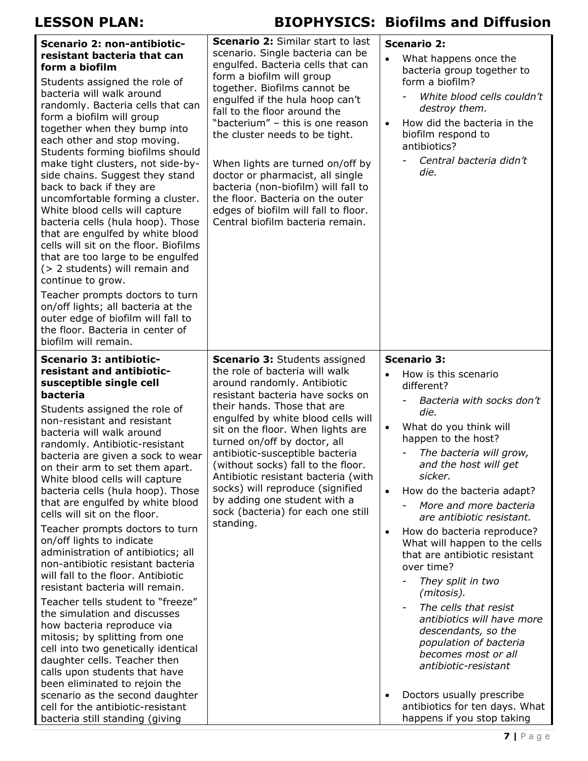| **Scenario 2: non-antibiotic-resistant bacteria that can form a biofilm**<br><br>Students assigned the role of bacteria will walk around randomly. Bacteria cells that can form a biofilm will group together when they bump into each other and stop moving. Students forming biofilms should make tight clusters, not side-by-side chains. Suggest they stand back to back if they are uncomfortable forming a cluster. White blood cells will capture bacteria cells (hula hoop). Those that are engulfed by white blood cells will sit on the floor. Biofilms that are too large to be engulfed (> 2 students) will remain and continue to grow.<br><br>Teacher prompts doctors to turn on/off lights; all bacteria at the outer edge of biofilm will fall to the floor. Bacteria in center of biofilm will remain. | **Scenario 2:** Similar start to last scenario. Single bacteria can be engulfed. Bacteria cells that can form a biofilm will group together. Biofilms cannot be engulfed if the hula hoop can't fall to the floor around the "bacterium" – this is one reason the cluster needs to be tight.<br><br>When lights are turned on/off by doctor or pharmacist, all single bacteria (non-biofilm) will fall to the floor. Bacteria on the outer edges of biofilm will fall to floor. Central biofilm bacteria remain. | **Scenario 2:**<br>• What happens once the bacteria group together to form a biofilm?<br>  - *White blood cells couldn't destroy them.*<br>• How did the bacteria in the biofilm respond to antibiotics?<br>  - *Central bacteria didn't die.* |
|---|---|---|
| **Scenario 3: antibiotic-resistant and antibiotic-susceptible single cell bacteria**<br><br>Students assigned the role of non-resistant and resistant bacteria will walk around randomly. Antibiotic-resistant bacteria are given a sock to wear on their arm to set them apart. White blood cells will capture bacteria cells (hula hoop). Those that are engulfed by white blood cells will sit on the floor.<br><br>Teacher prompts doctors to turn on/off lights to indicate administration of antibiotics; all non-antibiotic resistant bacteria will fall to the floor. Antibiotic resistant bacteria will remain.<br><br>Teacher tells student to "freeze" the simulation and discusses how bacteria reproduce via mitosis; by splitting from one cell into two genetically identical daughter cells. Teacher then calls upon students that have been eliminated to rejoin the scenario as the second daughter cell for the antibiotic-resistant bacteria still standing (giving | **Scenario 3:** Students assigned the role of bacteria will walk around randomly. Antibiotic resistant bacteria have socks on their hands. Those that are engulfed by white blood cells will sit on the floor. When lights are turned on/off by doctor, all antibiotic-susceptible bacteria (without socks) fall to the floor. Antibiotic resistant bacteria (with socks) will reproduce (signified by adding one student with a sock (bacteria) for each one still standing. | **Scenario 3:**<br>• How is this scenario different?<br>  - *Bacteria with socks don't die.*<br>• What do you think will happen to the host?<br>  - *The bacteria will grow, and the host will get sicker.*<br>• How do the bacteria adapt?<br>  - *More and more bacteria are antibiotic resistant.*<br>• How do bacteria reproduce? What will happen to the cells that are antibiotic resistant over time?<br>  - *They split in two (mitosis).*<br>  - *The cells that resist antibiotics will have more descendants, so the population of bacteria becomes most or all antibiotic-resistant*<br><br>• Doctors usually prescribe antibiotics for ten days. What happens if you stop taking |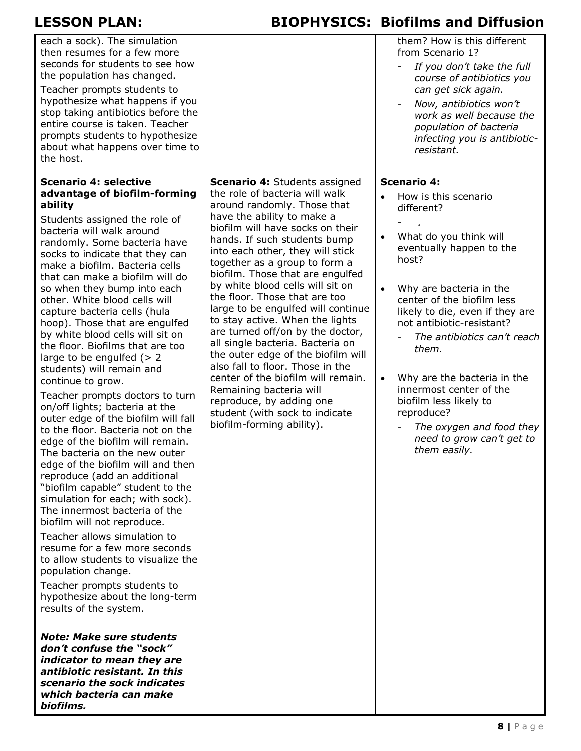| | | |
|---|---|---|
| each a sock). The simulation then resumes for a few more seconds for students to see how the population has changed.<br><br>Teacher prompts students to hypothesize what happens if you stop taking antibiotics before the entire course is taken. Teacher prompts students to hypothesize about what happens over time to the host. | | them? How is this different from Scenario 1?<br>- *If you don't take the full course of antibiotics you can get sick again.*<br>- *Now, antibiotics won't work as well because the population of bacteria infecting you is antibiotic-resistant.* |
| **Scenario 4: selective advantage of biofilm-forming ability**<br><br>Students assigned the role of bacteria will walk around randomly. Some bacteria have socks to indicate that they can make a biofilm. Bacteria cells that can make a biofilm will do so when they bump into each other. White blood cells will capture bacteria cells (hula hoop). Those that are engulfed by white blood cells will sit on the floor. Biofilms that are too large to be engulfed (> 2 students) will remain and continue to grow.<br><br>Teacher prompts doctors to turn on/off lights; bacteria at the outer edge of the biofilm will fall to the floor. Bacteria not on the edge of the biofilm will remain. The bacteria on the new outer edge of the biofilm will and then reproduce (add an additional "biofilm capable" student to the simulation for each; with sock). The innermost bacteria of the biofilm will not reproduce.<br><br>Teacher allows simulation to resume for a few more seconds to allow students to visualize the population change.<br><br>Teacher prompts students to hypothesize about the long-term results of the system.<br><br>***Note: Make sure students don't confuse the "sock" indicator to mean they are antibiotic resistant. In this scenario the sock indicates which bacteria can make biofilms.*** | **Scenario 4:** Students assigned the role of bacteria will walk around randomly. Those that have the ability to make a biofilm will have socks on their hands. If such students bump into each other, they will stick together as a group to form a biofilm. Those that are engulfed by white blood cells will sit on the floor. Those that are too large to be engulfed will continue to stay active. When the lights are turned off/on by the doctor, all single bacteria. Bacteria on the outer edge of the biofilm will also fall to floor. Those in the center of the biofilm will remain. Remaining bacteria will reproduce, by adding one student (with sock to indicate biofilm-forming ability). | **Scenario 4:**<br>• How is this scenario different?<br>- *.*<br>• What do you think will eventually happen to the host?<br>• Why are bacteria in the center of the biofilm less likely to die, even if they are not antibiotic-resistant?<br>- *The antibiotics can't reach them.*<br>• Why are the bacteria in the innermost center of the biofilm less likely to reproduce?<br>- *The oxygen and food they need to grow can't get to them easily.* |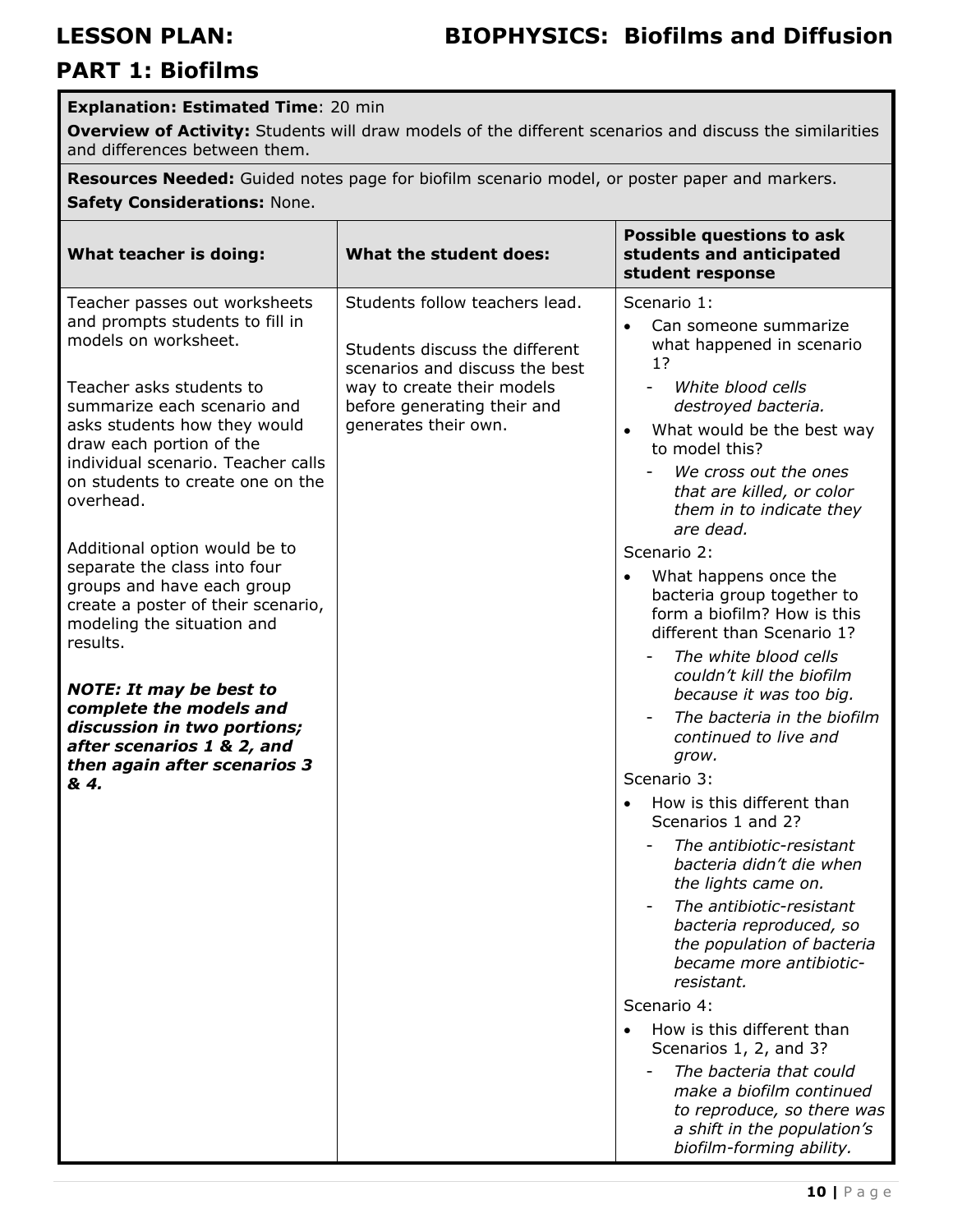# LESSON PLAN: BIOPHYSICS: Biofilms and Diffusion

## PART 1: Biofilms

**Explanation: Estimated Time**: 20 min

**Overview of Activity:** Students will draw models of the different scenarios and discuss the similarities and differences between them.

**Resources Needed:** Guided notes page for biofilm scenario model, or poster paper and markers.

**Safety Considerations:** None.

| What teacher is doing: | What the student does: | Possible questions to ask students and anticipated student response |
|---|---|---|
| Teacher passes out worksheets and prompts students to fill in models on worksheet.<br><br>Teacher asks students to summarize each scenario and asks students how they would draw each portion of the individual scenario. Teacher calls on students to create one on the overhead.<br><br>Additional option would be to separate the class into four groups and have each group create a poster of their scenario, modeling the situation and results.<br><br>***NOTE: It may be best to complete the models and discussion in two portions; after scenarios 1 & 2, and then again after scenarios 3 & 4.*** | Students follow teachers lead.<br><br>Students discuss the different scenarios and discuss the best way to create their models before generating their and generates their own. | Scenario 1:<br>• Can someone summarize what happened in scenario 1?<br>- *White blood cells destroyed bacteria.*<br>• What would be the best way to model this?<br>- *We cross out the ones that are killed, or color them in to indicate they are dead.*<br>Scenario 2:<br>• What happens once the bacteria group together to form a biofilm? How is this different than Scenario 1?<br>- *The white blood cells couldn't kill the biofilm because it was too big.*<br>- *The bacteria in the biofilm continued to live and grow.*<br>Scenario 3:<br>• How is this different than Scenarios 1 and 2?<br>- *The antibiotic-resistant bacteria didn't die when the lights came on.*<br>- *The antibiotic-resistant bacteria reproduced, so the population of bacteria became more antibiotic-resistant.*<br>Scenario 4:<br>• How is this different than Scenarios 1, 2, and 3?<br>- *The bacteria that could make a biofilm continued to reproduce, so there was a shift in the population's biofilm-forming ability.* |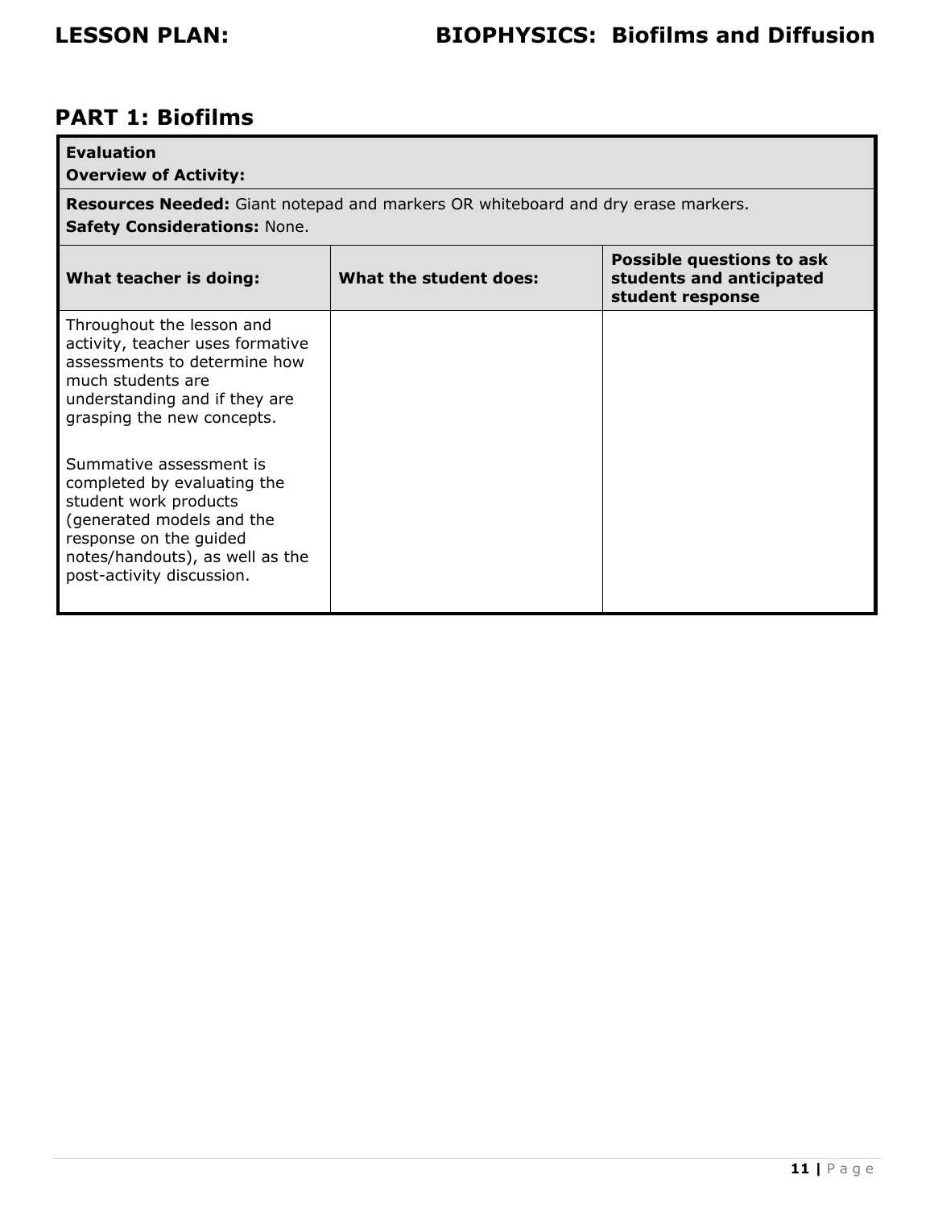## PART 1: Biofilms

| **Evaluation**<br>**Overview of Activity:** | | |
|---|---|---|
| **Resources Needed:** Giant notepad and markers OR whiteboard and dry erase markers.<br>**Safety Considerations:** None. | | |
| **What teacher is doing:** | **What the student does:** | **Possible questions to ask students and anticipated student response** |
| Throughout the lesson and activity, teacher uses formative assessments to determine how much students are understanding and if they are grasping the new concepts.<br><br>Summative assessment is completed by evaluating the student work products (generated models and the response on the guided notes/handouts), as well as the post-activity discussion. | | |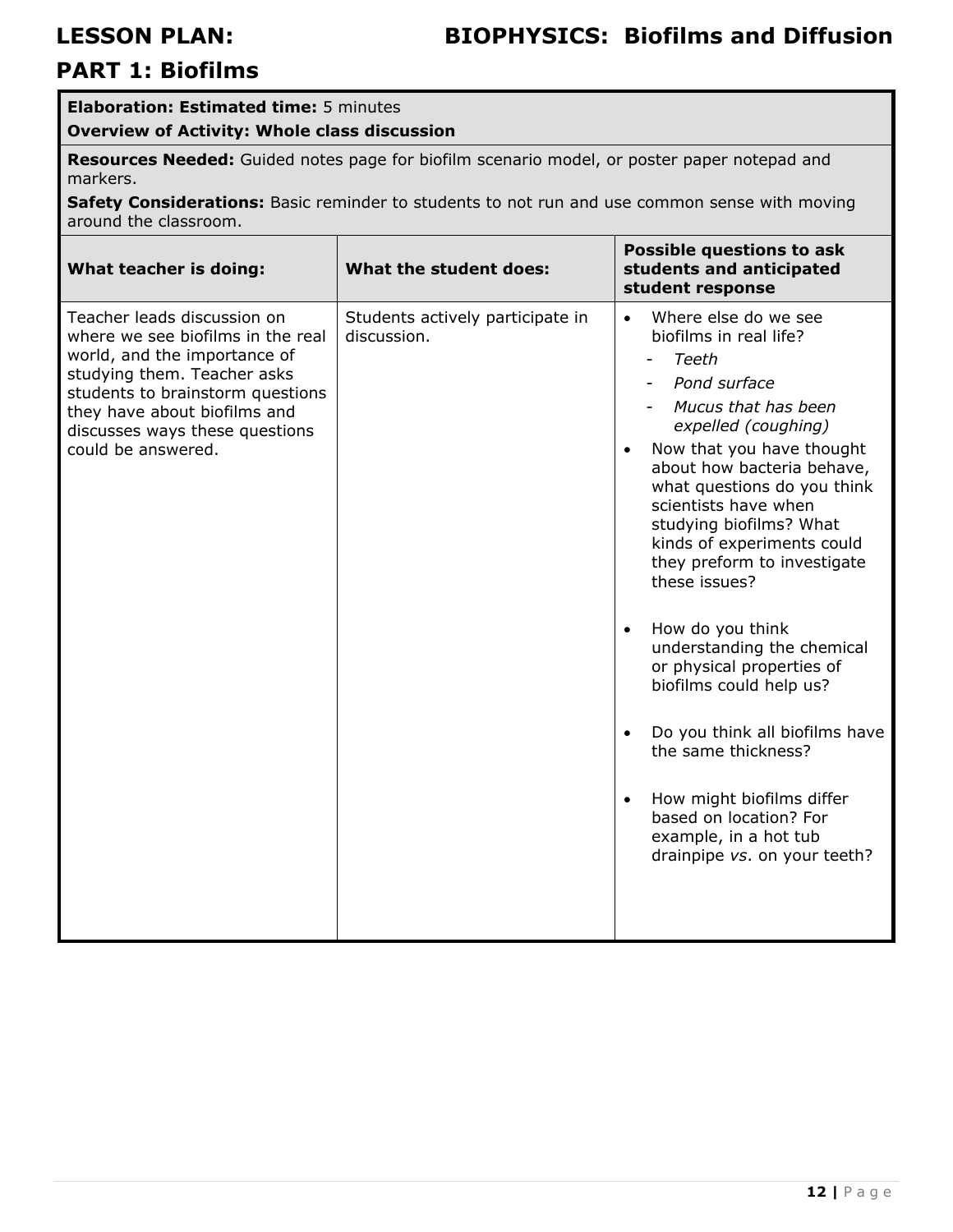# LESSON PLAN: BIOPHYSICS: Biofilms and Diffusion

## PART 1: Biofilms

**Elaboration: Estimated time:** 5 minutes

**Overview of Activity: Whole class discussion**

**Resources Needed:** Guided notes page for biofilm scenario model, or poster paper notepad and markers.

**Safety Considerations:** Basic reminder to students to not run and use common sense with moving around the classroom.

| What teacher is doing: | What the student does: | Possible questions to ask students and anticipated student response |
|---|---|---|
| Teacher leads discussion on where we see biofilms in the real world, and the importance of studying them. Teacher asks students to brainstorm questions they have about biofilms and discusses ways these questions could be answered. | Students actively participate in discussion. | • Where else do we see biofilms in real life?<br>- *Teeth*<br>- *Pond surface*<br>- *Mucus that has been expelled (coughing)*<br>• Now that you have thought about how bacteria behave, what questions do you think scientists have when studying biofilms? What kinds of experiments could they preform to investigate these issues?<br>• How do you think understanding the chemical or physical properties of biofilms could help us?<br>• Do you think all biofilms have the same thickness?<br>• How might biofilms differ based on location? For example, in a hot tub drainpipe *vs*. on your teeth? |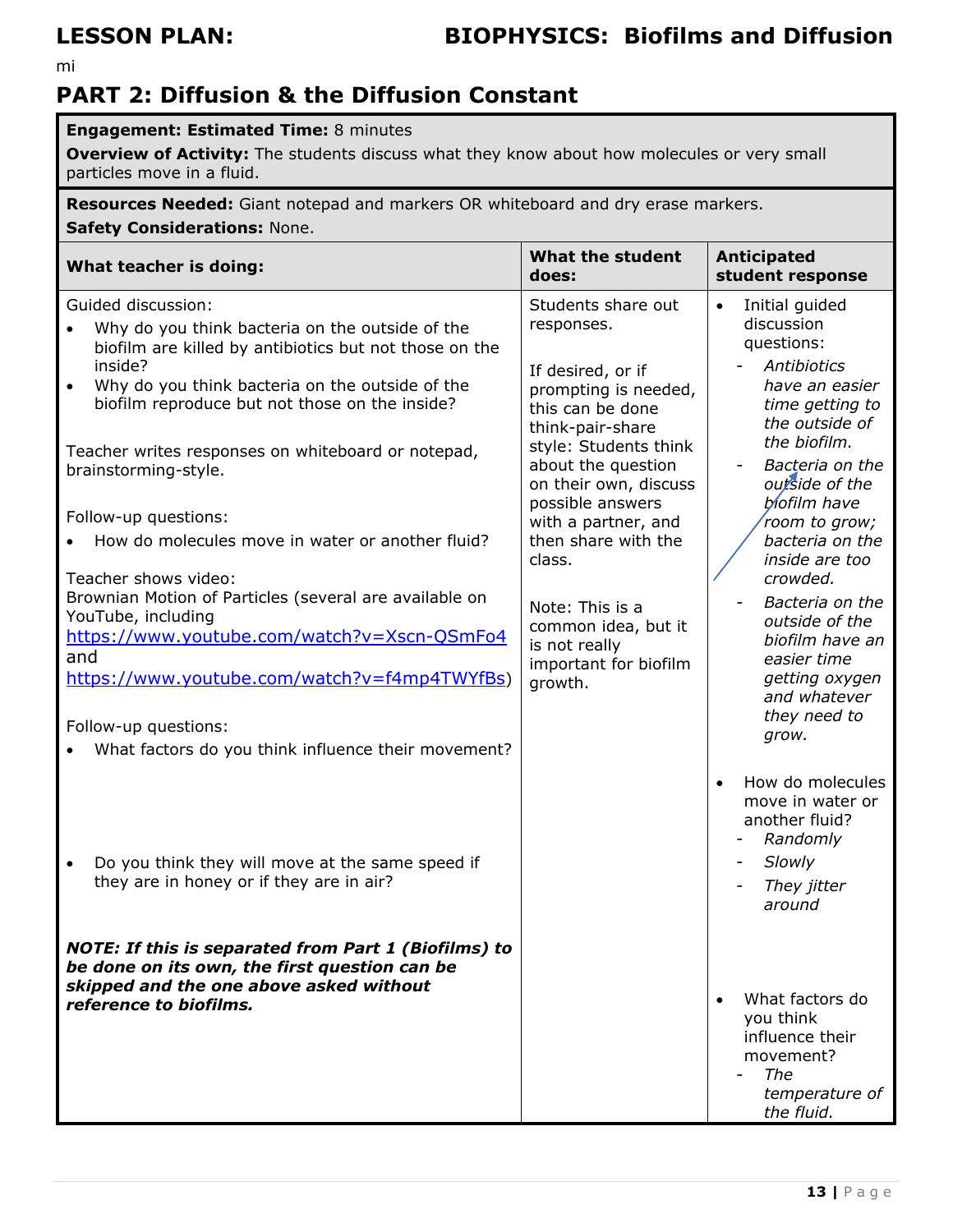mi

## PART 2: Diffusion & the Diffusion Constant

**Engagement: Estimated Time:** 8 minutes

**Overview of Activity:** The students discuss what they know about how molecules or very small particles move in a fluid.

**Resources Needed:** Giant notepad and markers OR whiteboard and dry erase markers.

**Safety Considerations:** None.

| What teacher is doing: | What the student does: | Anticipated student response |
|---|---|---|
| Guided discussion:<br>• Why do you think bacteria on the outside of the biofilm are killed by antibiotics but not those on the inside?<br>• Why do you think bacteria on the outside of the biofilm reproduce but not those on the inside?<br><br>Teacher writes responses on whiteboard or notepad, brainstorming-style.<br><br>Follow-up questions:<br>• How do molecules move in water or another fluid?<br><br>Teacher shows video:<br>Brownian Motion of Particles (several are available on YouTube, including [https://www.youtube.com/watch?v=Xscn-QSmFo4](https://www.youtube.com/watch?v=Xscn-QSmFo4) and [https://www.youtube.com/watch?v=f4mp4TWYfBs](https://www.youtube.com/watch?v=f4mp4TWYfBs))<br><br>Follow-up questions:<br>• What factors do you think influence their movement?<br><br>• Do you think they will move at the same speed if they are in honey or if they are in air?<br><br>***NOTE: If this is separated from Part 1 (Biofilms) to be done on its own, the first question can be skipped and the one above asked without reference to biofilms.*** | Students share out responses.<br><br>If desired, or if prompting is needed, this can be done think-pair-share style: Students think about the question on their own, discuss possible answers with a partner, and then share with the class.<br><br>Note: This is a common idea, but it is not really important for biofilm growth. | • Initial guided discussion questions:<br>- *Antibiotics have an easier time getting to the outside of the biofilm.*<br>- *Bacteria on the outside of the biofilm have room to grow; bacteria on the inside are too crowded.*<br>- *Bacteria on the outside of the biofilm have an easier time getting oxygen and whatever they need to grow.*<br><br>• How do molecules move in water or another fluid?<br>- *Randomly*<br>- *Slowly*<br>- *They jitter around*<br><br>• What factors do you think influence their movement?<br>- *The temperature of the fluid.* |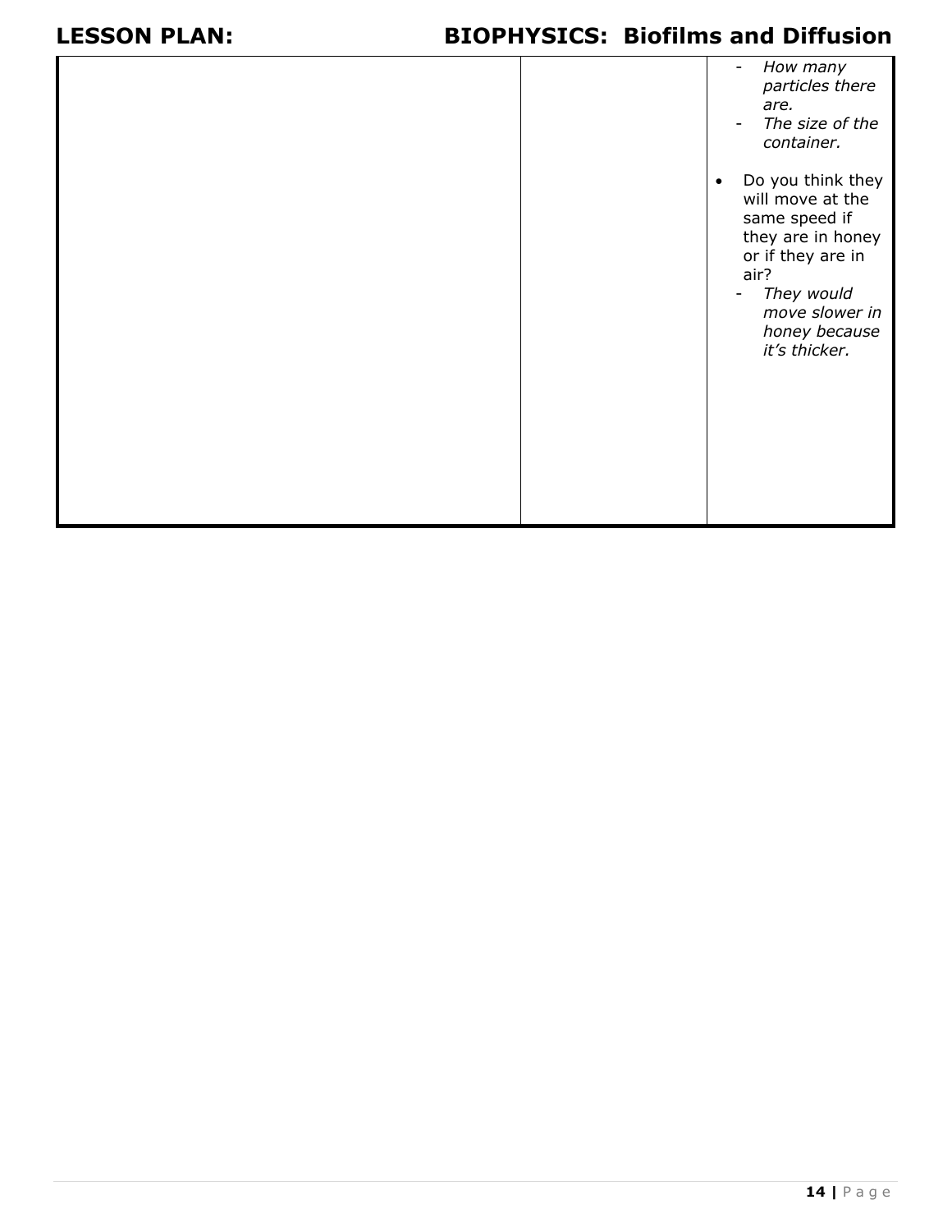| | | |
|---|---|---|
| | | - *How many particles there are.*<br>- *The size of the container.*<br><br>• Do you think they will move at the same speed if they are in honey or if they are in air?<br>- *They would move slower in honey because it's thicker.* |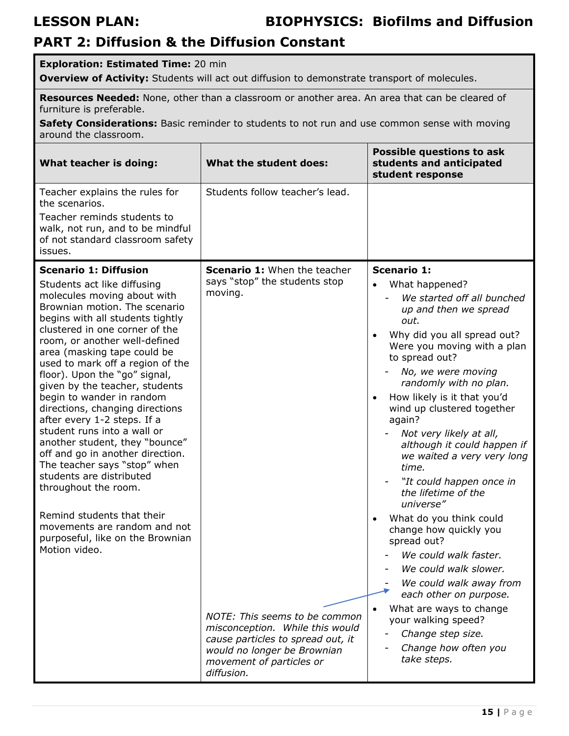## LESSON PLAN: BIOPHYSICS: Biofilms and Diffusion

## PART 2: Diffusion & the Diffusion Constant

**Exploration: Estimated Time:** 20 min

**Overview of Activity:** Students will act out diffusion to demonstrate transport of molecules.

**Resources Needed:** None, other than a classroom or another area. An area that can be cleared of furniture is preferable.

**Safety Considerations:** Basic reminder to students to not run and use common sense with moving around the classroom.

| What teacher is doing: | What the student does: | Possible questions to ask students and anticipated student response |
|---|---|---|
| Teacher explains the rules for the scenarios.<br>Teacher reminds students to walk, not run, and to be mindful of not standard classroom safety issues. | Students follow teacher's lead. | |
| **Scenario 1: Diffusion**<br>Students act like diffusing molecules moving about with Brownian motion. The scenario begins with all students tightly clustered in one corner of the room, or another well-defined area (masking tape could be used to mark off a region of the floor). Upon the "go" signal, given by the teacher, students begin to wander in random directions, changing directions after every 1-2 steps. If a student runs into a wall or another student, they "bounce" off and go in another direction. The teacher says "stop" when students are distributed throughout the room.<br><br>Remind students that their movements are random and not purposeful, like on the Brownian Motion video. | **Scenario 1:** When the teacher says "stop" the students stop moving.<br><br>*NOTE: This seems to be common misconception. While this would cause particles to spread out, it would no longer be Brownian movement of particles or diffusion.* | **Scenario 1:**<br>• What happened?<br>  - *We started off all bunched up and then we spread out.*<br>• Why did you all spread out? Were you moving with a plan to spread out?<br>  - *No, we were moving randomly with no plan.*<br>• How likely is it that you'd wind up clustered together again?<br>  - *Not very likely at all, although it could happen if we waited a very very long time.*<br>  - *"It could happen once in the lifetime of the universe"*<br>• What do you think could change how quickly you spread out?<br>  - *We could walk faster.*<br>  - *We could walk slower.*<br>  - *We could walk away from each other on purpose.*<br>• What are ways to change your walking speed?<br>  - *Change step size.*<br>  - *Change how often you take steps.* |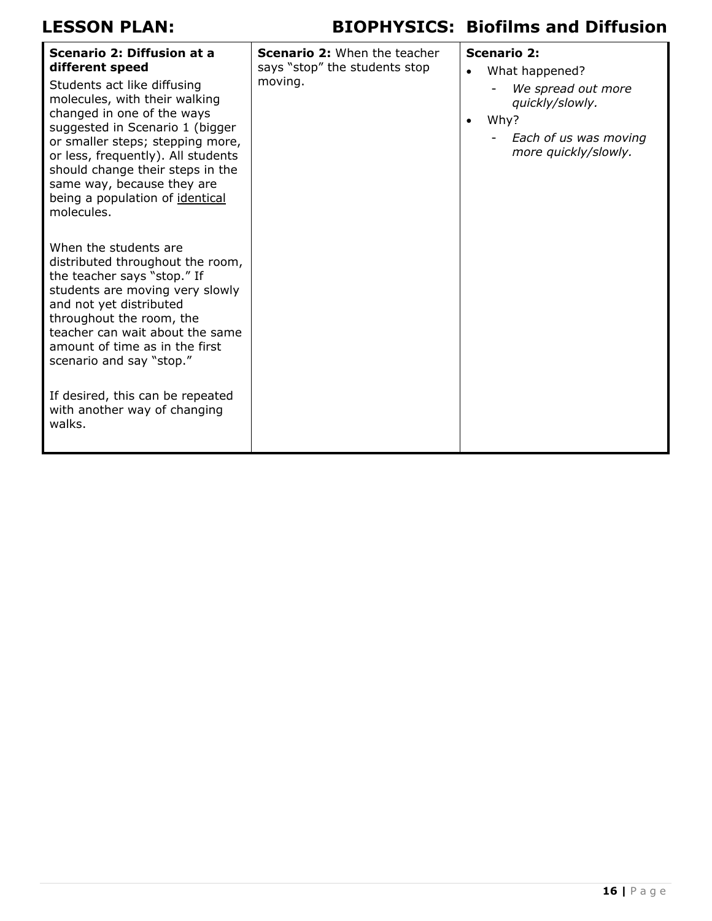| | | |
|---|---|---|
| **Scenario 2: Diffusion at a different speed**<br><br>Students act like diffusing molecules, with their walking changed in one of the ways suggested in Scenario 1 (bigger or smaller steps; stepping more, or less, frequently). All students should change their steps in the same way, because they are being a population of <u>identical</u> molecules.<br><br>When the students are distributed throughout the room, the teacher says "stop." If students are moving very slowly and not yet distributed throughout the room, the teacher can wait about the same amount of time as in the first scenario and say "stop."<br><br>If desired, this can be repeated with another way of changing walks. | **Scenario 2:** When the teacher says "stop" the students stop moving. | **Scenario 2:**<br>• What happened?<br>  - *We spread out more quickly/slowly.*<br>• Why?<br>  - *Each of us was moving more quickly/slowly.* |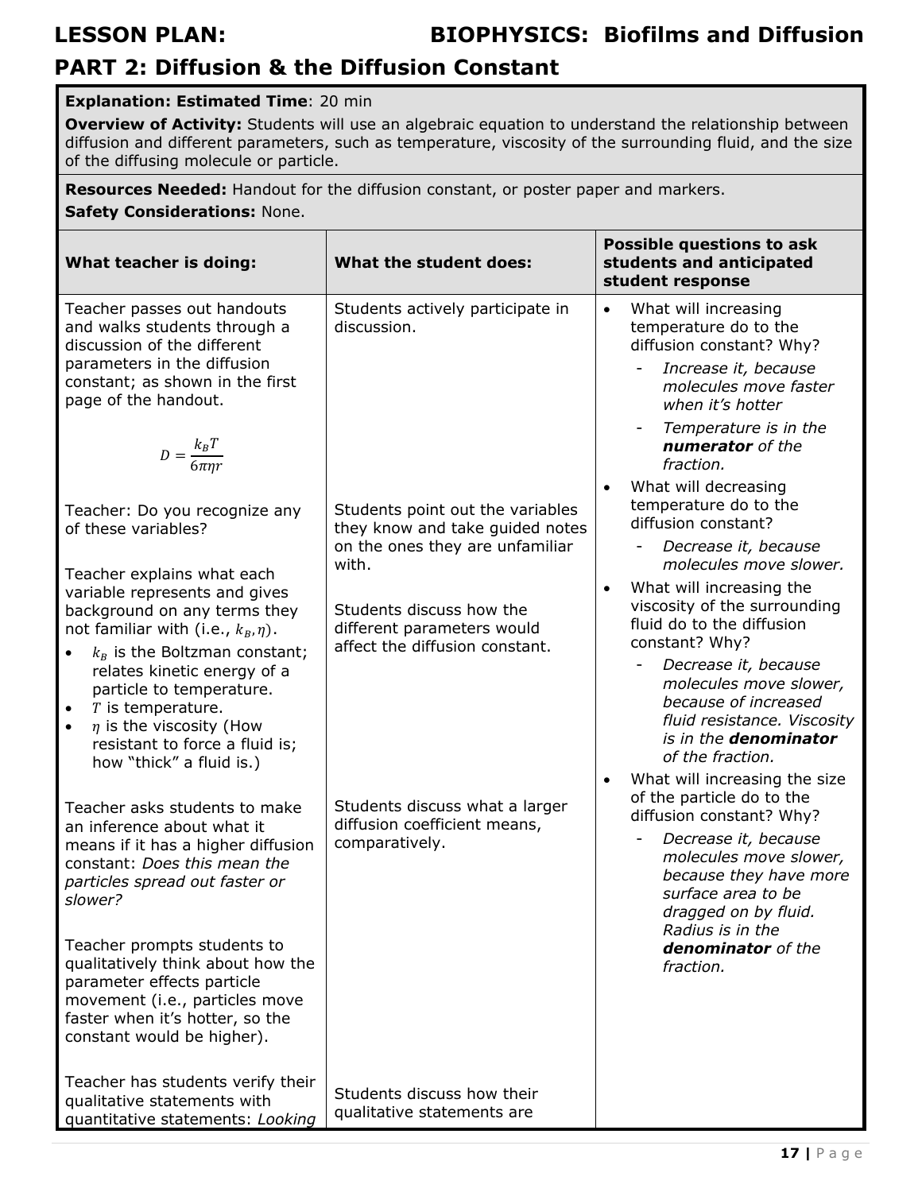# LESSON PLAN: BIOPHYSICS: Biofilms and Diffusion

## PART 2: Diffusion & the Diffusion Constant

**Explanation: Estimated Time**: 20 min

**Overview of Activity:** Students will use an algebraic equation to understand the relationship between diffusion and different parameters, such as temperature, viscosity of the surrounding fluid, and the size of the diffusing molecule or particle.

**Resources Needed:** Handout for the diffusion constant, or poster paper and markers.

**Safety Considerations:** None.

| What teacher is doing: | What the student does: | Possible questions to ask students and anticipated student response |
|---|---|---|
| Teacher passes out handouts and walks students through a discussion of the different parameters in the diffusion constant; as shown in the first page of the handout. $$D = \frac{k_B T}{6\pi\eta r}$$ | Students actively participate in discussion. | • What will increasing temperature do to the diffusion constant? Why?<br>- *Increase it, because molecules move faster when it's hotter*<br>- *Temperature is in the **numerator** of the fraction.*<br>• What will decreasing temperature do to the diffusion constant?<br>- *Decrease it, because molecules move slower.*<br>• What will increasing the viscosity of the surrounding fluid do to the diffusion constant? Why?<br>- *Decrease it, because molecules move slower, because of increased fluid resistance. Viscosity is in the **denominator** of the fraction.*<br>• What will increasing the size of the particle do to the diffusion constant? Why?<br>- *Decrease it, because molecules move slower, because they have more surface area to be dragged on by fluid. Radius is in the **denominator** of the fraction.* |
| Teacher: Do you recognize any of these variables?<br><br>Teacher explains what each variable represents and gives background on any terms they not familiar with (i.e., $k_B, \eta$).<br>• $k_B$ is the Boltzman constant; relates kinetic energy of a particle to temperature.<br>• $T$ is temperature.<br>• $\eta$ is the viscosity (How resistant to force a fluid is; how "thick" a fluid is.) | Students point out the variables they know and take guided notes on the ones they are unfamiliar with.<br><br>Students discuss how the different parameters would affect the diffusion constant. | |
| Teacher asks students to make an inference about what it means if it has a higher diffusion constant: *Does this mean the particles spread out faster or slower?*<br><br>Teacher prompts students to qualitatively think about how the parameter effects particle movement (i.e., particles move faster when it's hotter, so the constant would be higher). | Students discuss what a larger diffusion coefficient means, comparatively. | |
| Teacher has students verify their qualitative statements with quantitative statements: *Looking* | Students discuss how their qualitative statements are | |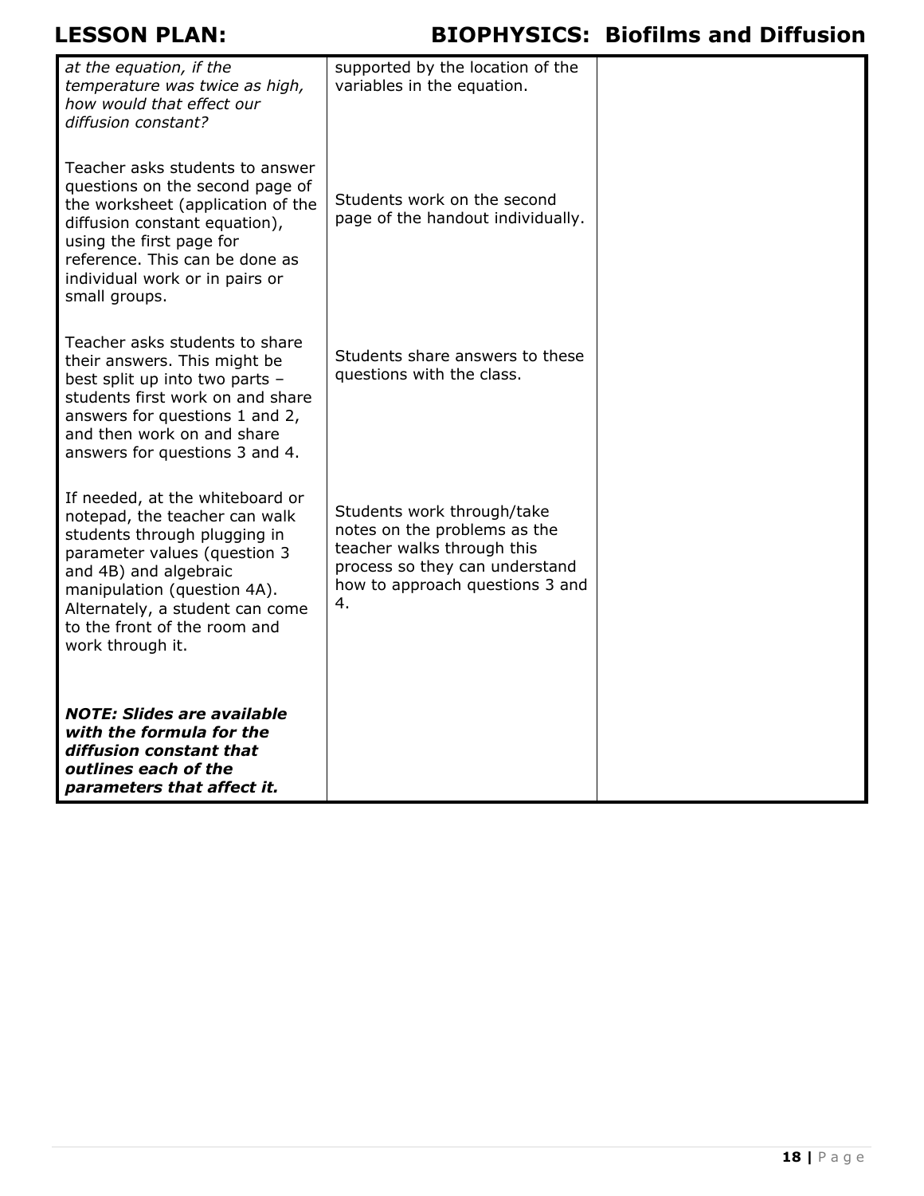| | | |
|---|---|---|
| *at the equation, if the temperature was twice as high, how would that effect our diffusion constant?* | supported by the location of the variables in the equation. | |
| Teacher asks students to answer questions on the second page of the worksheet (application of the diffusion constant equation), using the first page for reference. This can be done as individual work or in pairs or small groups. | Students work on the second page of the handout individually. | |
| Teacher asks students to share their answers. This might be best split up into two parts – students first work on and share answers for questions 1 and 2, and then work on and share answers for questions 3 and 4. | Students share answers to these questions with the class. | |
| If needed, at the whiteboard or notepad, the teacher can walk students through plugging in parameter values (question 3 and 4B) and algebraic manipulation (question 4A). Alternately, a student can come to the front of the room and work through it. | Students work through/take notes on the problems as the teacher walks through this process so they can understand how to approach questions 3 and 4. | |
| ***NOTE: Slides are available with the formula for the diffusion constant that outlines each of the parameters that affect it.*** | | |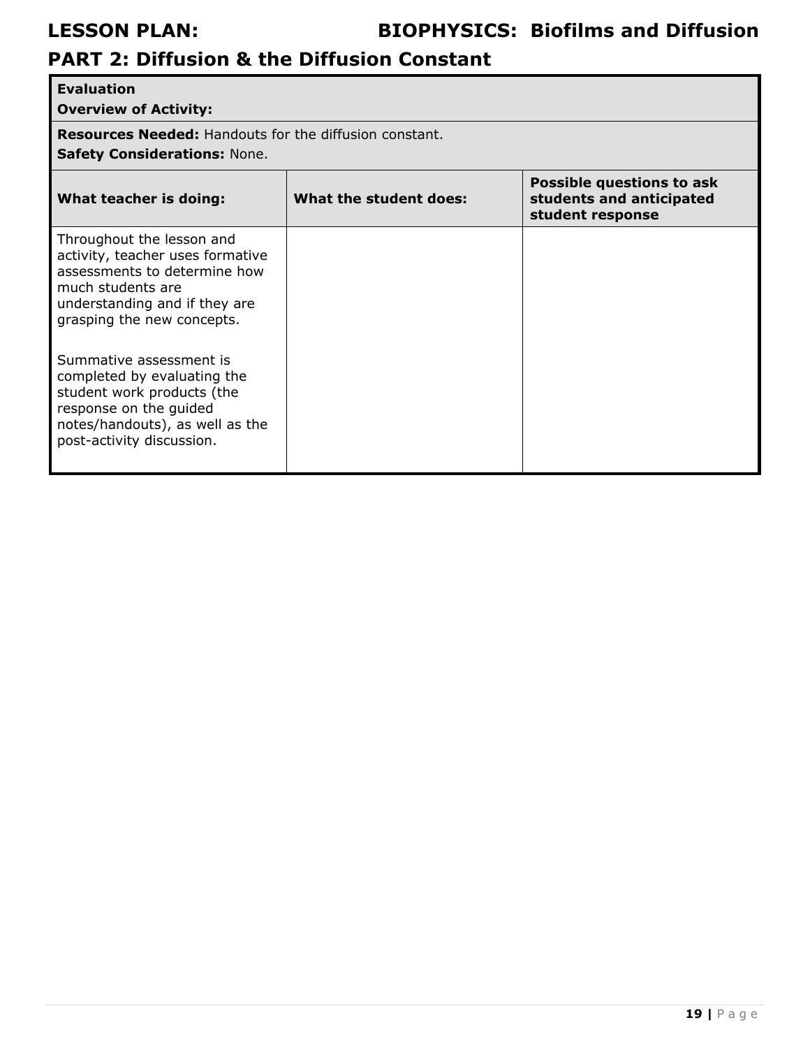## LESSON PLAN: BIOPHYSICS: Biofilms and Diffusion

## PART 2: Diffusion & the Diffusion Constant

| **Evaluation** <br> **Overview of Activity:** | | |
|---|---|---|
| **Resources Needed:** Handouts for the diffusion constant. <br> **Safety Considerations:** None. | | |
| **What teacher is doing:** | **What the student does:** | **Possible questions to ask students and anticipated student response** |
| Throughout the lesson and activity, teacher uses formative assessments to determine how much students are understanding and if they are grasping the new concepts. <br><br> Summative assessment is completed by evaluating the student work products (the response on the guided notes/handouts), as well as the post-activity discussion. | | |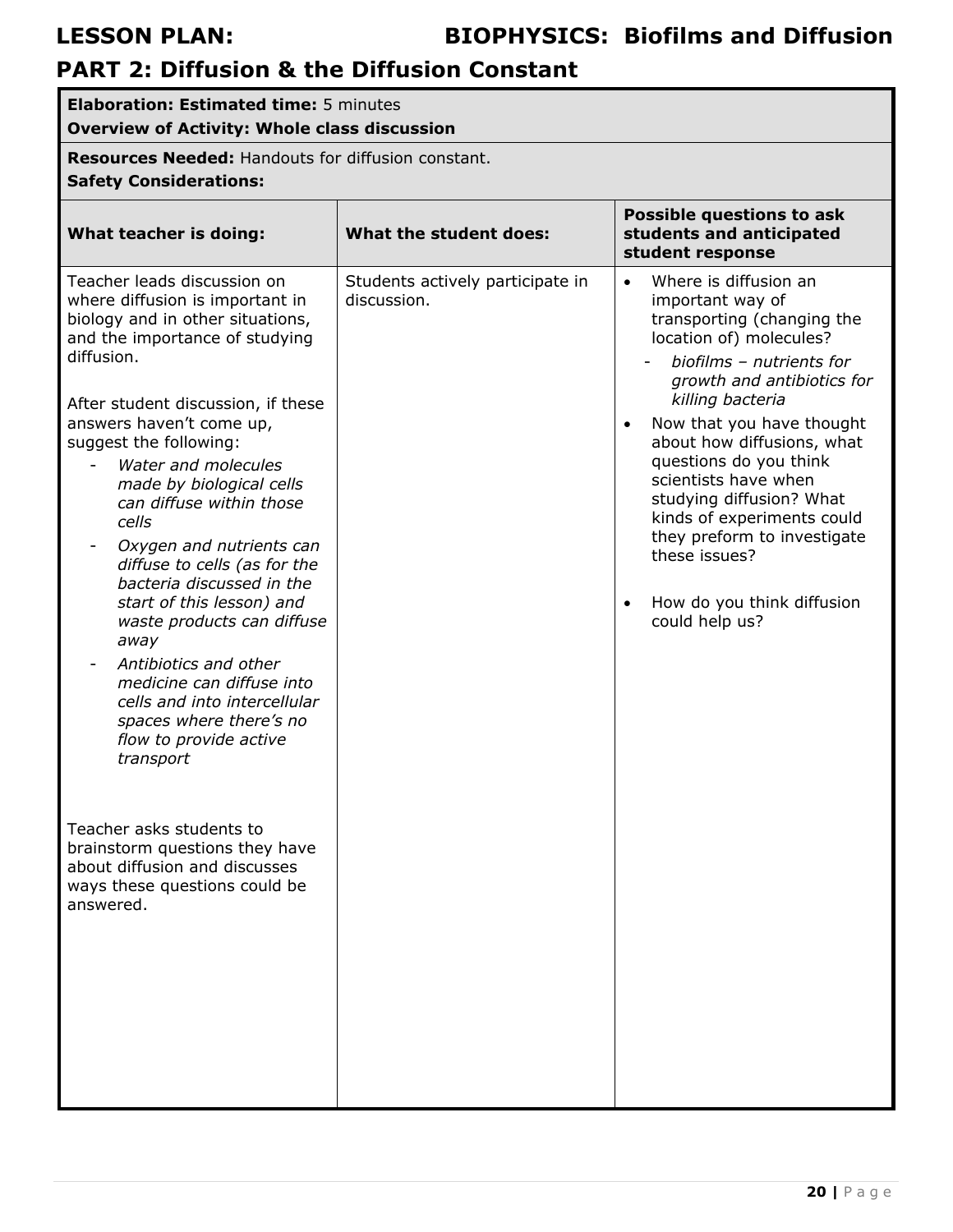# LESSON PLAN: BIOPHYSICS: Biofilms and Diffusion

## PART 2: Diffusion & the Diffusion Constant

**Elaboration: Estimated time:** 5 minutes
**Overview of Activity: Whole class discussion**

**Resources Needed:** Handouts for diffusion constant.
**Safety Considerations:**

| What teacher is doing: | What the student does: | Possible questions to ask students and anticipated student response |
|---|---|---|
| Teacher leads discussion on where diffusion is important in biology and in other situations, and the importance of studying diffusion.<br><br>After student discussion, if these answers haven't come up, suggest the following:<br>- *Water and molecules made by biological cells can diffuse within those cells*<br>- *Oxygen and nutrients can diffuse to cells (as for the bacteria discussed in the start of this lesson) and waste products can diffuse away*<br>- *Antibiotics and other medicine can diffuse into cells and into intercellular spaces where there's no flow to provide active transport*<br><br>Teacher asks students to brainstorm questions they have about diffusion and discusses ways these questions could be answered. | Students actively participate in discussion. | • Where is diffusion an important way of transporting (changing the location of) molecules?<br>- *biofilms – nutrients for growth and antibiotics for killing bacteria*<br>• Now that you have thought about how diffusions, what questions do you think scientists have when studying diffusion? What kinds of experiments could they preform to investigate these issues?<br><br>• How do you think diffusion could help us? |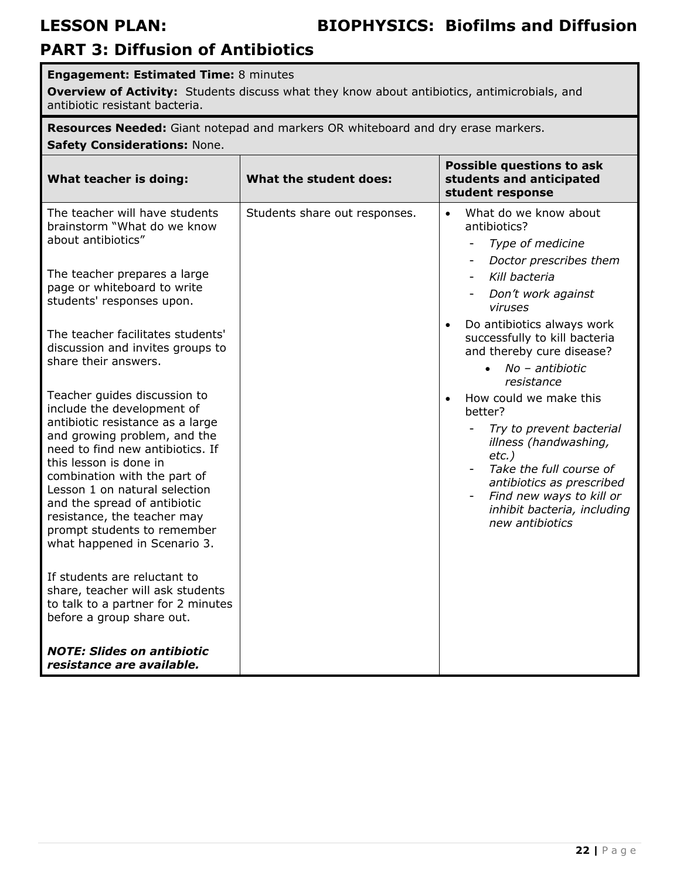# LESSON PLAN: BIOPHYSICS: Biofilms and Diffusion

## PART 3: Diffusion of Antibiotics

**Engagement: Estimated Time:** 8 minutes

**Overview of Activity:** Students discuss what they know about antibiotics, antimicrobials, and antibiotic resistant bacteria.

**Resources Needed:** Giant notepad and markers OR whiteboard and dry erase markers.

**Safety Considerations:** None.

| What teacher is doing: | What the student does: | Possible questions to ask students and anticipated student response |
|---|---|---|
| The teacher will have students brainstorm "What do we know about antibiotics"<br><br>The teacher prepares a large page or whiteboard to write students' responses upon.<br><br>The teacher facilitates students' discussion and invites groups to share their answers.<br><br>Teacher guides discussion to include the development of antibiotic resistance as a large and growing problem, and the need to find new antibiotics. If this lesson is done in combination with the part of Lesson 1 on natural selection and the spread of antibiotic resistance, the teacher may prompt students to remember what happened in Scenario 3.<br><br>If students are reluctant to share, teacher will ask students to talk to a partner for 2 minutes before a group share out.<br><br>***NOTE: Slides on antibiotic resistance are available.*** | Students share out responses. | • What do we know about antibiotics?<br>  - *Type of medicine*<br>  - *Doctor prescribes them*<br>  - *Kill bacteria*<br>  - *Don't work against viruses*<br>• Do antibiotics always work successfully to kill bacteria and thereby cure disease?<br>  • *No – antibiotic resistance*<br>• How could we make this better?<br>  - *Try to prevent bacterial illness (handwashing, etc.)*<br>  - *Take the full course of antibiotics as prescribed*<br>  - *Find new ways to kill or inhibit bacteria, including new antibiotics* |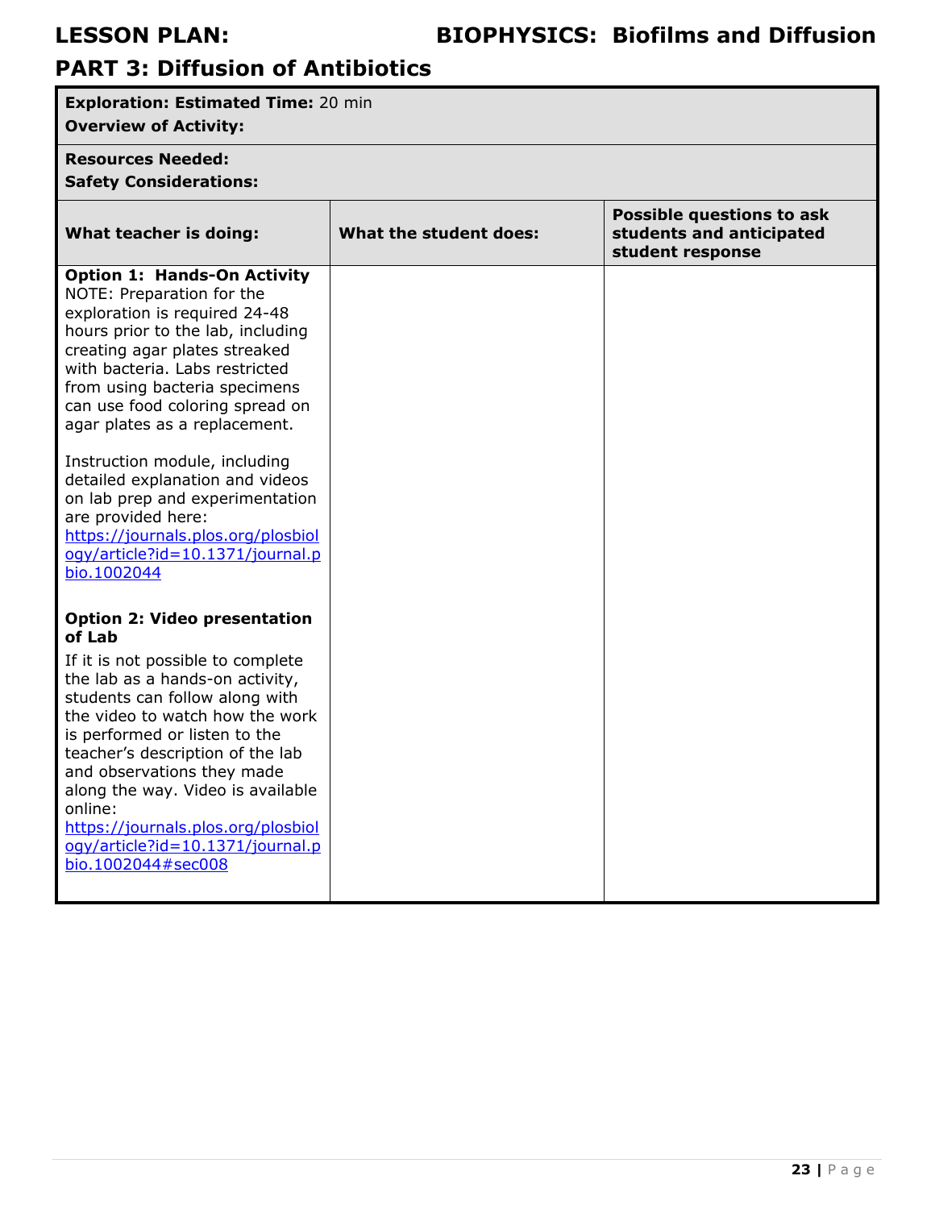# LESSON PLAN: BIOPHYSICS: Biofilms and Diffusion

## PART 3: Diffusion of Antibiotics

**Exploration: Estimated Time:** 20 min
**Overview of Activity:**

**Resources Needed:**
**Safety Considerations:**

| What teacher is doing: | What the student does: | Possible questions to ask students and anticipated student response |
|---|---|---|
| **Option 1: Hands-On Activity**<br>NOTE: Preparation for the exploration is required 24-48 hours prior to the lab, including creating agar plates streaked with bacteria. Labs restricted from using bacteria specimens can use food coloring spread on agar plates as a replacement.<br><br>Instruction module, including detailed explanation and videos on lab prep and experimentation are provided here: [https://journals.plos.org/plosbiology/article?id=10.1371/journal.pbio.1002044](https://journals.plos.org/plosbiology/article?id=10.1371/journal.pbio.1002044)<br><br>**Option 2: Video presentation of Lab**<br>If it is not possible to complete the lab as a hands-on activity, students can follow along with the video to watch how the work is performed or listen to the teacher's description of the lab and observations they made along the way. Video is available online: [https://journals.plos.org/plosbiology/article?id=10.1371/journal.pbio.1002044#sec008](https://journals.plos.org/plosbiology/article?id=10.1371/journal.pbio.1002044#sec008) | | |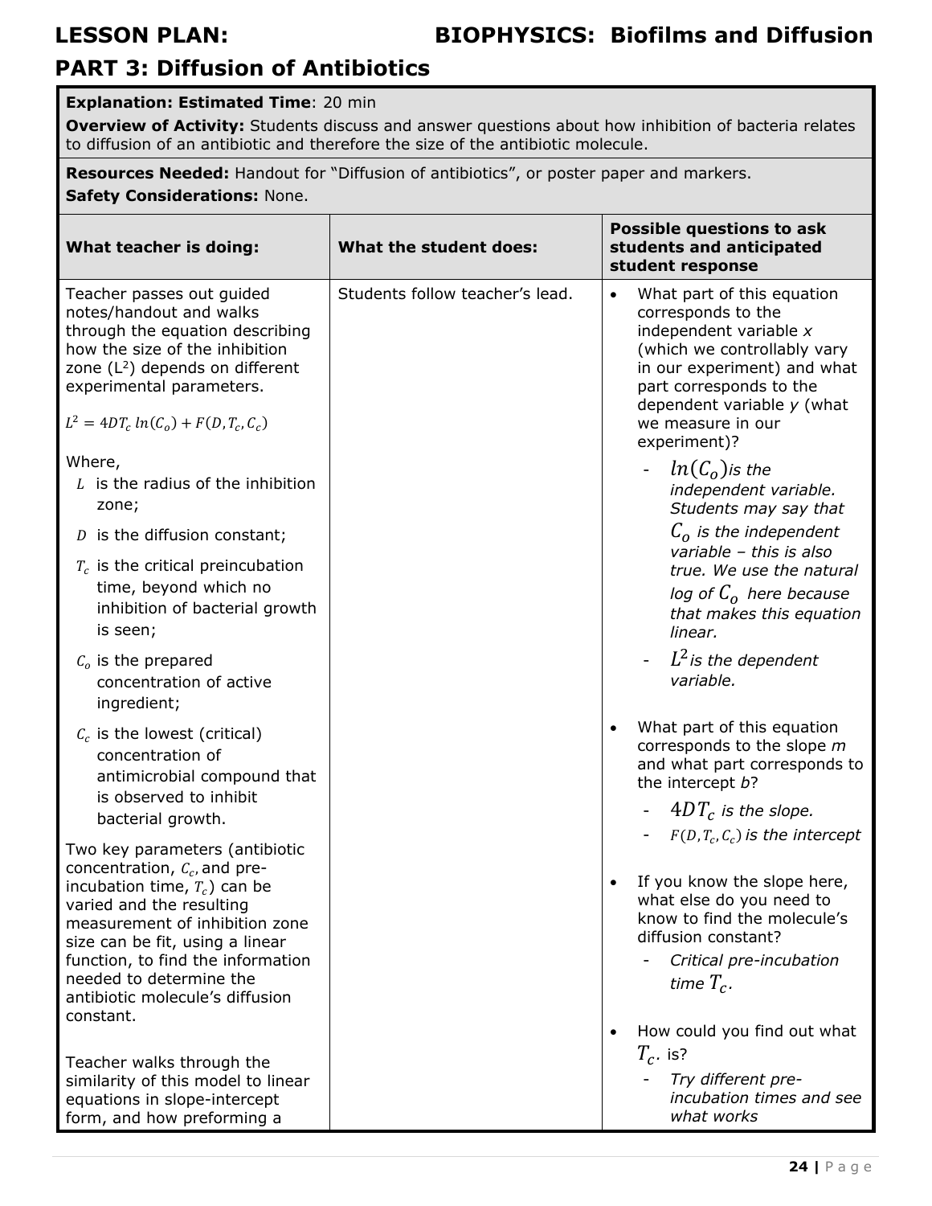# LESSON PLAN: BIOPHYSICS: Biofilms and Diffusion

## PART 3: Diffusion of Antibiotics

**Explanation: Estimated Time**: 20 min

**Overview of Activity:** Students discuss and answer questions about how inhibition of bacteria relates to diffusion of an antibiotic and therefore the size of the antibiotic molecule.

**Resources Needed:** Handout for "Diffusion of antibiotics", or poster paper and markers.

**Safety Considerations:** None.

| What teacher is doing: | What the student does: | Possible questions to ask students and anticipated student response |
|---|---|---|
| Teacher passes out guided notes/handout and walks through the equation describing how the size of the inhibition zone ($L^2$) depends on different experimental parameters.<br><br>$L^2 = 4DT_c \ln(C_o) + F(D, T_c, C_c)$<br><br>Where,<br>$L$ is the radius of the inhibition zone;<br>$D$ is the diffusion constant;<br>$T_c$ is the critical preincubation time, beyond which no inhibition of bacterial growth is seen;<br>$C_o$ is the prepared concentration of active ingredient;<br>$C_c$ is the lowest (critical) concentration of antimicrobial compound that is observed to inhibit bacterial growth.<br><br>Two key parameters (antibiotic concentration, $C_c$, and pre-incubation time, $T_c$) can be varied and the resulting measurement of inhibition zone size can be fit, using a linear function, to find the information needed to determine the antibiotic molecule's diffusion constant.<br><br>Teacher walks through the similarity of this model to linear equations in slope-intercept form, and how preforming a | Students follow teacher's lead. | • What part of this equation corresponds to the independent variable *x* (which we controllably vary in our experiment) and what part corresponds to the dependent variable *y* (what we measure in our experiment)?<br>- *$\ln(C_o)$ is the independent variable. Students may say that $C_o$ is the independent variable – this is also true. We use the natural log of $C_o$ here because that makes this equation linear.*<br>- *$L^2$ is the dependent variable.*<br><br>• What part of this equation corresponds to the slope *m* and what part corresponds to the intercept *b*?<br>- *$4DT_c$ is the slope.*<br>- *$F(D, T_c, C_c)$ is the intercept*<br><br>• If you know the slope here, what else do you need to know to find the molecule's diffusion constant?<br>- *Critical pre-incubation time $T_c$.*<br><br>• How could you find out what $T_c$. is?<br>- *Try different pre-incubation times and see what works* |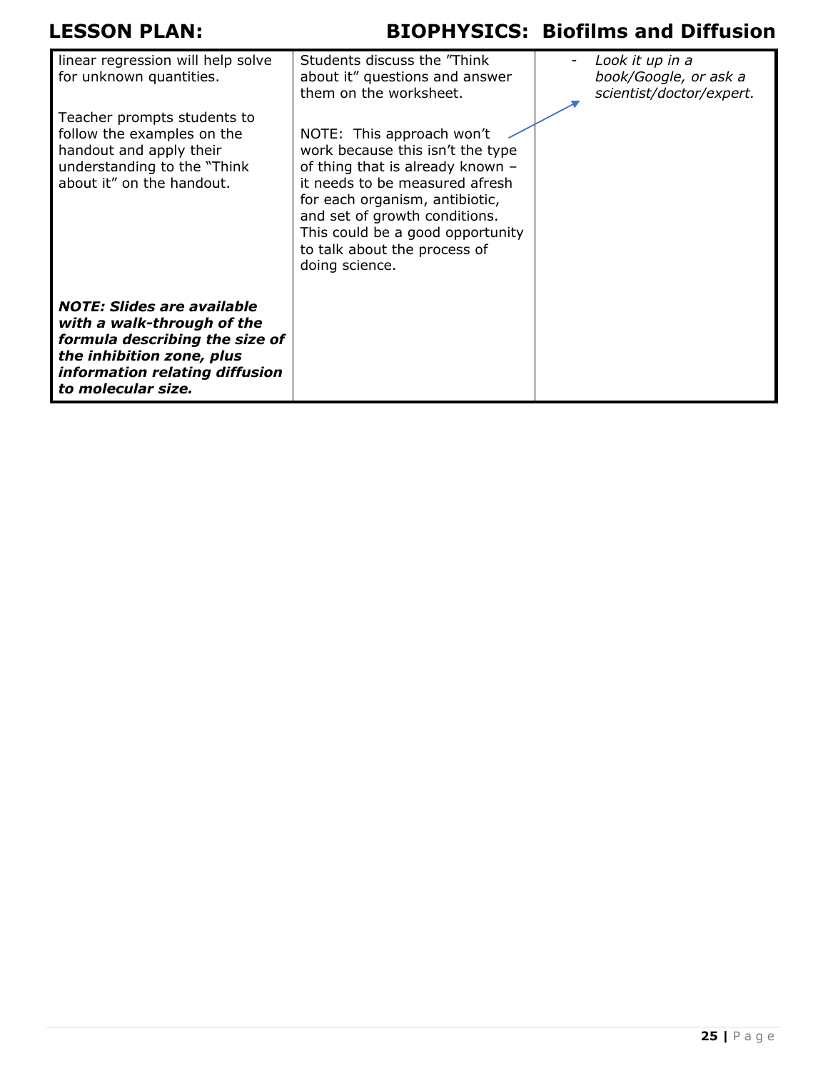| | | |
|---|---|---|
| linear regression will help solve for unknown quantities.<br><br>Teacher prompts students to follow the examples on the handout and apply their understanding to the "Think about it" on the handout.<br><br>***NOTE: Slides are available with a walk-through of the formula describing the size of the inhibition zone, plus information relating diffusion to molecular size.*** | Students discuss the "Think about it" questions and answer them on the worksheet.<br><br>NOTE: This approach won't work because this isn't the type of thing that is already known – it needs to be measured afresh for each organism, antibiotic, and set of growth conditions. This could be a good opportunity to talk about the process of doing science. | - *Look it up in a book/Google, or ask a scientist/doctor/expert.* |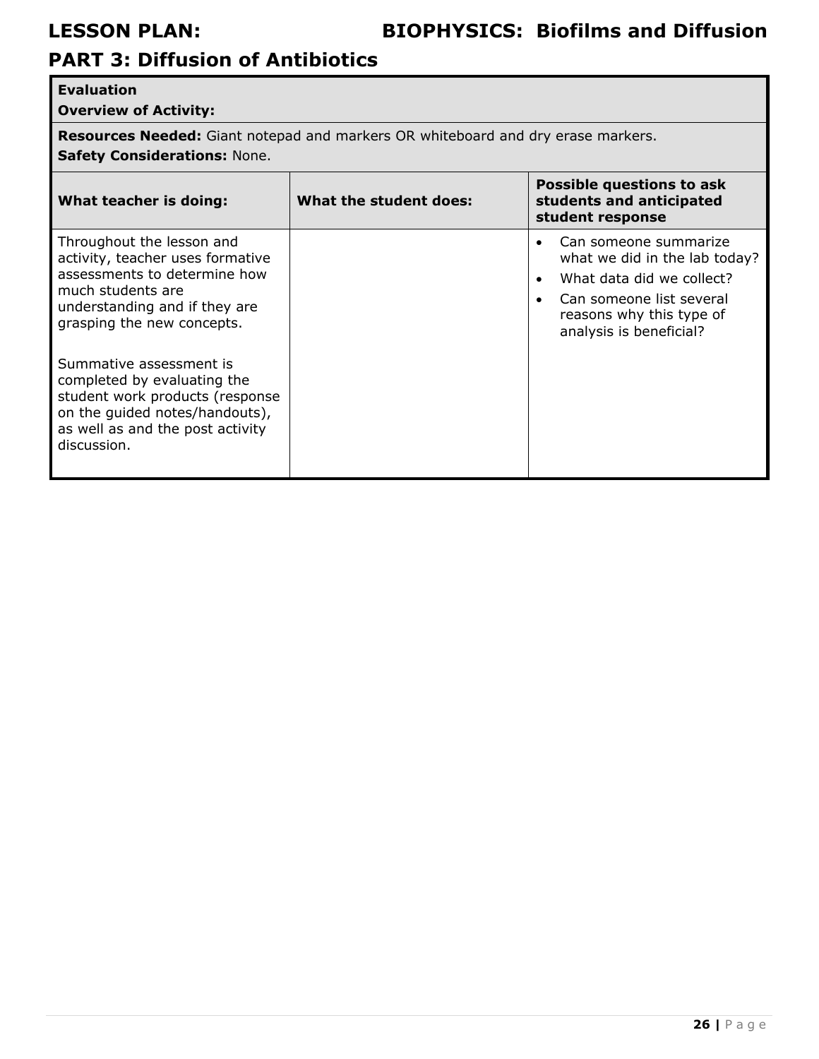## PART 3: Diffusion of Antibiotics

| **Evaluation**<br>**Overview of Activity:** | | |
|---|---|---|
| **Resources Needed:** Giant notepad and markers OR whiteboard and dry erase markers.<br>**Safety Considerations:** None. | | |
| **What teacher is doing:** | **What the student does:** | **Possible questions to ask students and anticipated student response** |
| Throughout the lesson and activity, teacher uses formative assessments to determine how much students are understanding and if they are grasping the new concepts.<br><br>Summative assessment is completed by evaluating the student work products (response on the guided notes/handouts), as well as and the post activity discussion. | | • Can someone summarize what we did in the lab today?<br>• What data did we collect?<br>• Can someone list several reasons why this type of analysis is beneficial? |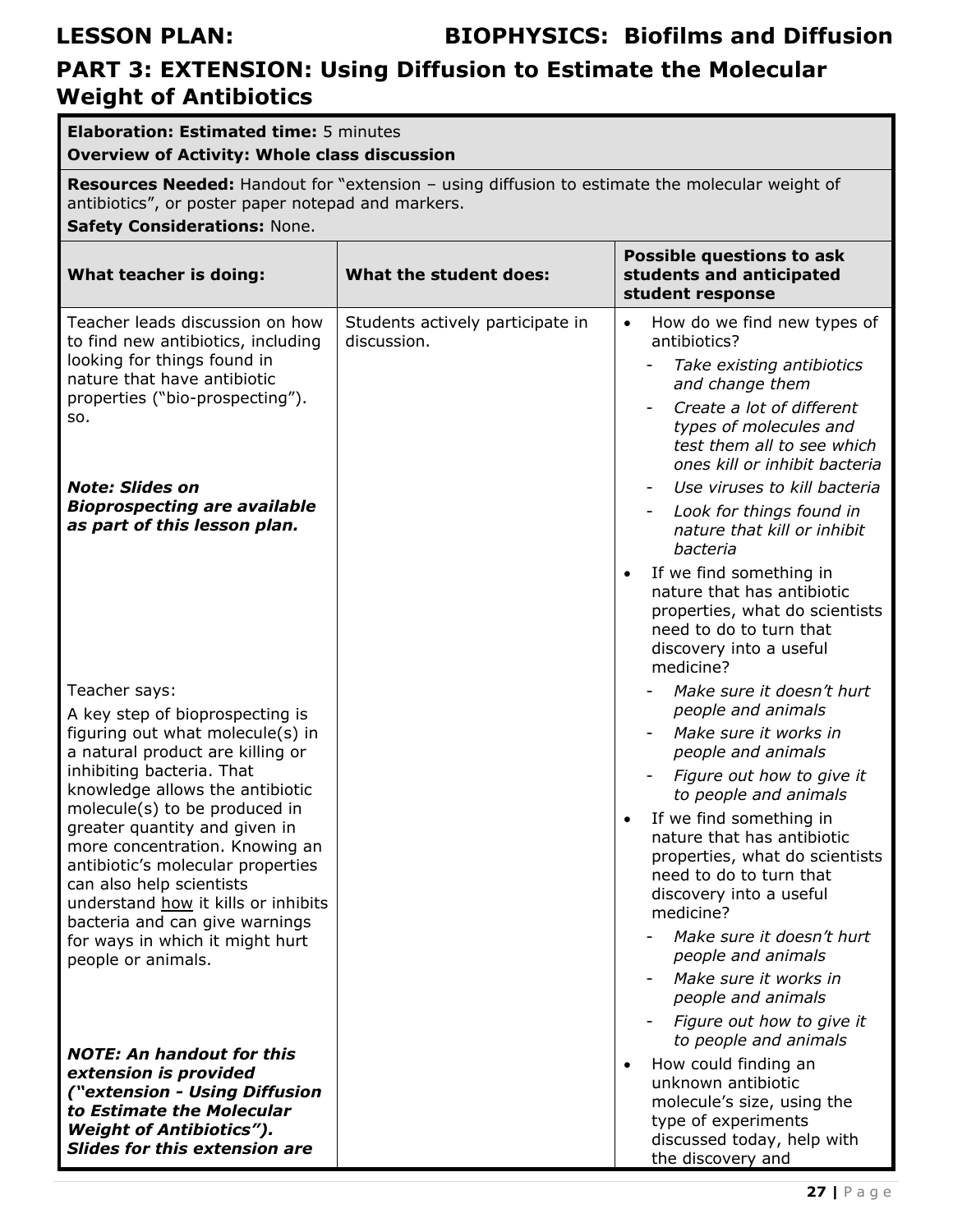## LESSON PLAN: BIOPHYSICS: Biofilms and Diffusion

## PART 3: EXTENSION: Using Diffusion to Estimate the Molecular Weight of Antibiotics

| **Elaboration: Estimated time:** 5 minutes<br>**Overview of Activity: Whole class discussion** | | |
|---|---|---|
| **Resources Needed:** Handout for "extension – using diffusion to estimate the molecular weight of antibiotics", or poster paper notepad and markers.<br>**Safety Considerations:** None. | | |
| **What teacher is doing:** | **What the student does:** | **Possible questions to ask students and anticipated student response** |
| Teacher leads discussion on how to find new antibiotics, including looking for things found in nature that have antibiotic properties ("bio-prospecting"). so.<br><br>***Note: Slides on Bioprospecting are available as part of this lesson plan.***<br><br>Teacher says:<br>A key step of bioprospecting is figuring out what molecule(s) in a natural product are killing or inhibiting bacteria. That knowledge allows the antibiotic molecule(s) to be produced in greater quantity and given in more concentration. Knowing an antibiotic's molecular properties can also help scientists understand how it kills or inhibits bacteria and can give warnings for ways in which it might hurt people or animals.<br><br>***NOTE: An handout for this extension is provided ("extension - Using Diffusion to Estimate the Molecular Weight of Antibiotics"). Slides for this extension are*** | Students actively participate in discussion. | • How do we find new types of antibiotics?<br>- *Take existing antibiotics and change them*<br>- *Create a lot of different types of molecules and test them all to see which ones kill or inhibit bacteria*<br>- *Use viruses to kill bacteria*<br>- *Look for things found in nature that kill or inhibit bacteria*<br>• If we find something in nature that has antibiotic properties, what do scientists need to do to turn that discovery into a useful medicine?<br>- *Make sure it doesn't hurt people and animals*<br>- *Make sure it works in people and animals*<br>- *Figure out how to give it to people and animals*<br>• If we find something in nature that has antibiotic properties, what do scientists need to do to turn that discovery into a useful medicine?<br>- *Make sure it doesn't hurt people and animals*<br>- *Make sure it works in people and animals*<br>- *Figure out how to give it to people and animals*<br>• How could finding an unknown antibiotic molecule's size, using the type of experiments discussed today, help with the discovery and |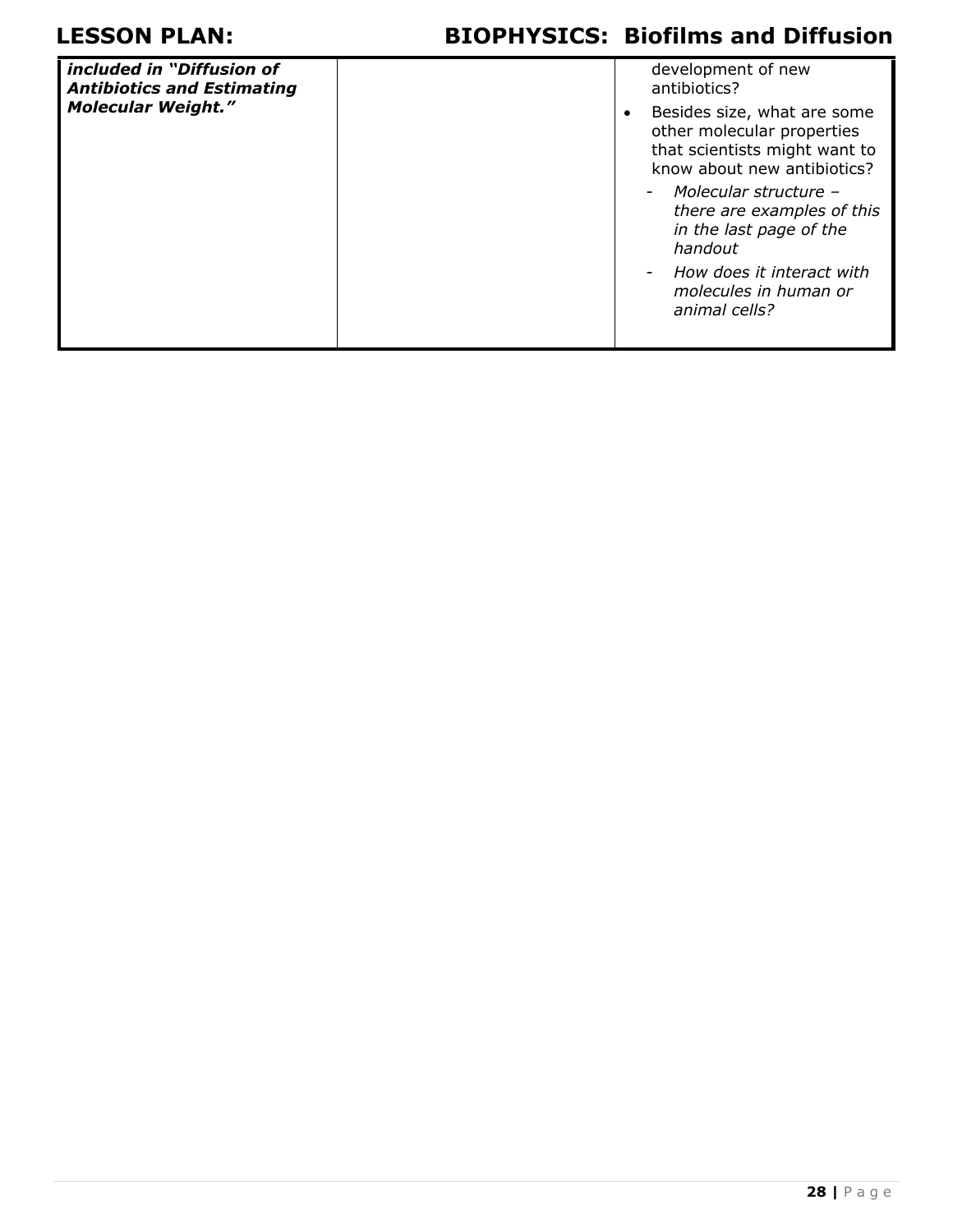| | | |
|---|---|---|
| ***included in "Diffusion of Antibiotics and Estimating Molecular Weight."*** | | development of new antibiotics?<br>• Besides size, what are some other molecular properties that scientists might want to know about new antibiotics?<br>- *Molecular structure – there are examples of this in the last page of the handout*<br>- *How does it interact with molecules in human or animal cells?* |